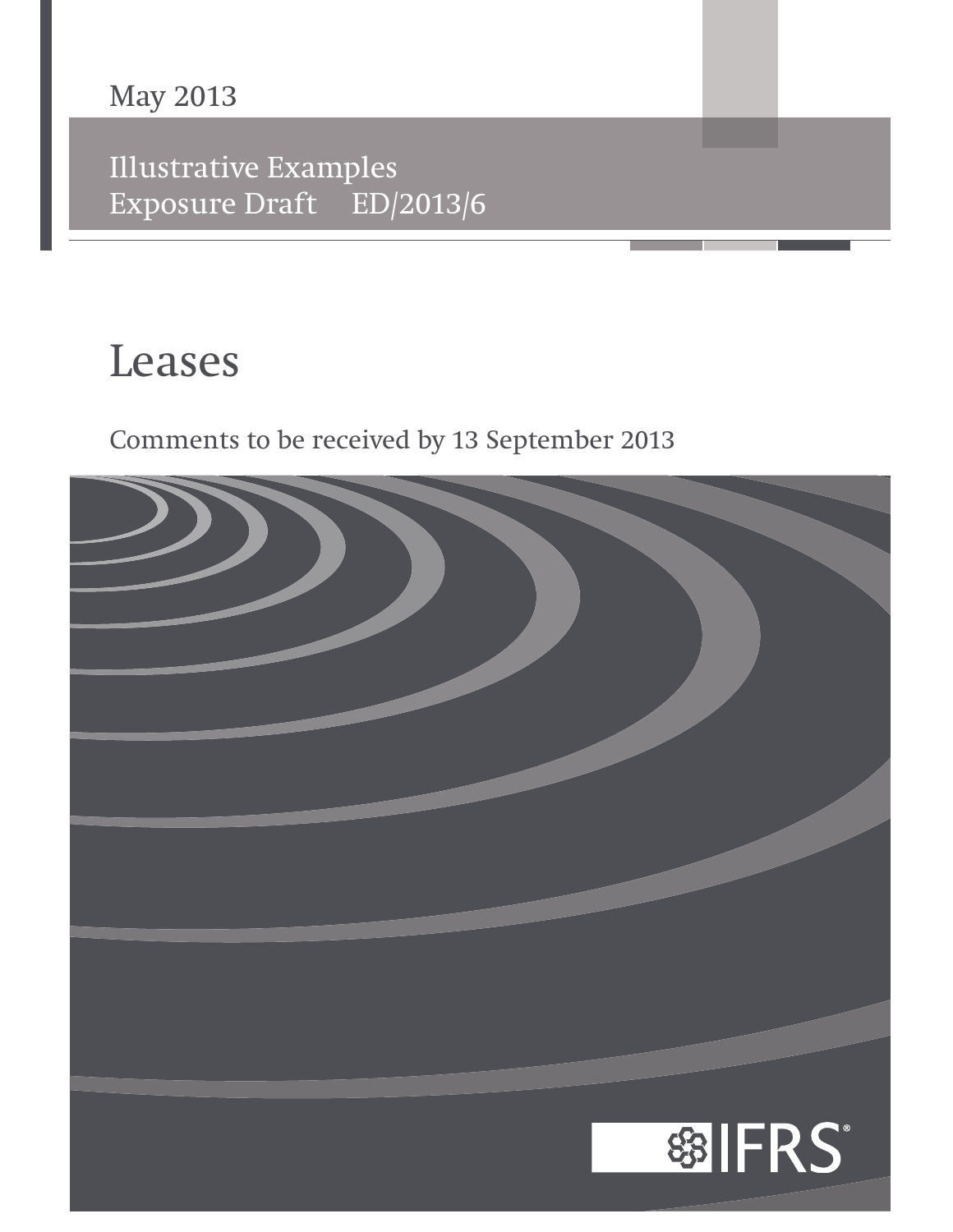May 2013

Illustrative Examples
Exposure Draft ED/2013/6

# Leases

Comments to be received by 13 September 2013

IFRS®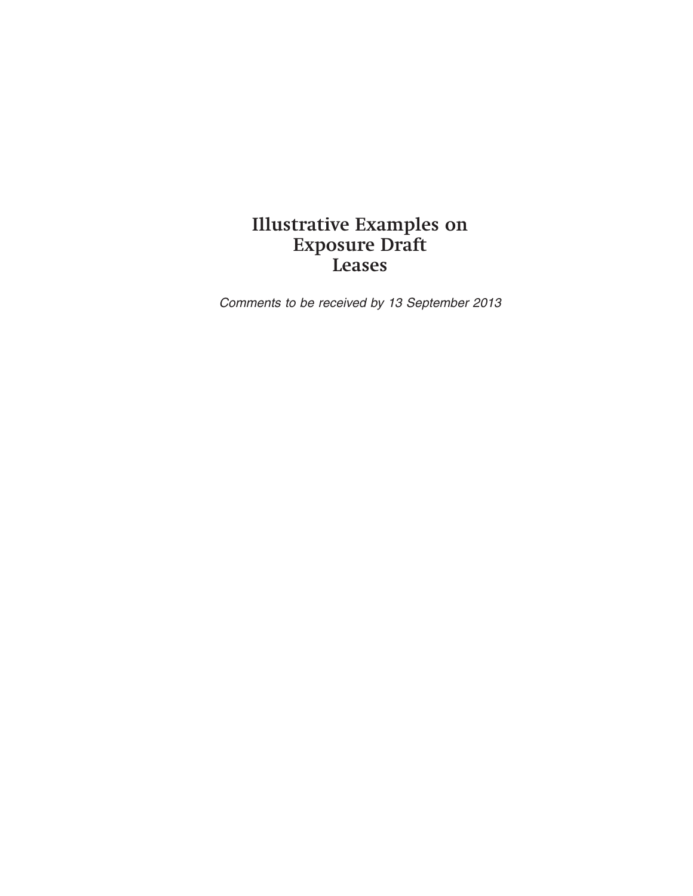# Illustrative Examples on Exposure Draft Leases

*Comments to be received by 13 September 2013*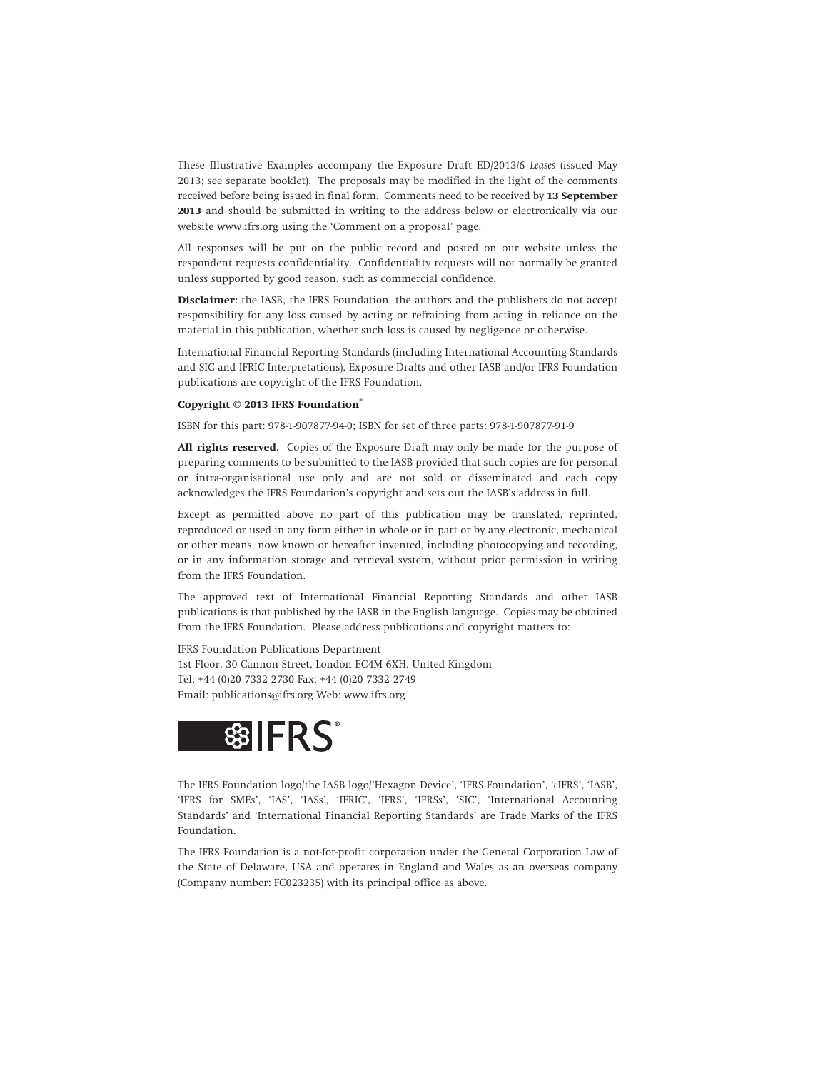These Illustrative Examples accompany the Exposure Draft ED/2013/6 *Leases* (issued May 2013; see separate booklet). The proposals may be modified in the light of the comments received before being issued in final form. Comments need to be received by **13 September 2013** and should be submitted in writing to the address below or electronically via our website www.ifrs.org using the 'Comment on a proposal' page.

All responses will be put on the public record and posted on our website unless the respondent requests confidentiality. Confidentiality requests will not normally be granted unless supported by good reason, such as commercial confidence.

**Disclaimer:** the IASB, the IFRS Foundation, the authors and the publishers do not accept responsibility for any loss caused by acting or refraining from acting in reliance on the material in this publication, whether such loss is caused by negligence or otherwise.

International Financial Reporting Standards (including International Accounting Standards and SIC and IFRIC Interpretations), Exposure Drafts and other IASB and/or IFRS Foundation publications are copyright of the IFRS Foundation.

**Copyright © 2013 IFRS Foundation®**

ISBN for this part: 978-1-907877-94-0; ISBN for set of three parts: 978-1-907877-91-9

**All rights reserved.** Copies of the Exposure Draft may only be made for the purpose of preparing comments to be submitted to the IASB provided that such copies are for personal or intra-organisational use only and are not sold or disseminated and each copy acknowledges the IFRS Foundation's copyright and sets out the IASB's address in full.

Except as permitted above no part of this publication may be translated, reprinted, reproduced or used in any form either in whole or in part or by any electronic, mechanical or other means, now known or hereafter invented, including photocopying and recording, or in any information storage and retrieval system, without prior permission in writing from the IFRS Foundation.

The approved text of International Financial Reporting Standards and other IASB publications is that published by the IASB in the English language. Copies may be obtained from the IFRS Foundation. Please address publications and copyright matters to:

IFRS Foundation Publications Department
1st Floor, 30 Cannon Street, London EC4M 6XH, United Kingdom
Tel: +44 (0)20 7332 2730 Fax: +44 (0)20 7332 2749
Email: publications@ifrs.org Web: www.ifrs.org

IFRS®

The IFRS Foundation logo/the IASB logo/'Hexagon Device', 'IFRS Foundation', '*e*IFRS', 'IASB', 'IFRS for SMEs', 'IAS', 'IASs', 'IFRIC', 'IFRS', 'IFRSs', 'SIC', 'International Accounting Standards' and 'International Financial Reporting Standards' are Trade Marks of the IFRS Foundation.

The IFRS Foundation is a not-for-profit corporation under the General Corporation Law of the State of Delaware, USA and operates in England and Wales as an overseas company (Company number: FC023235) with its principal office as above.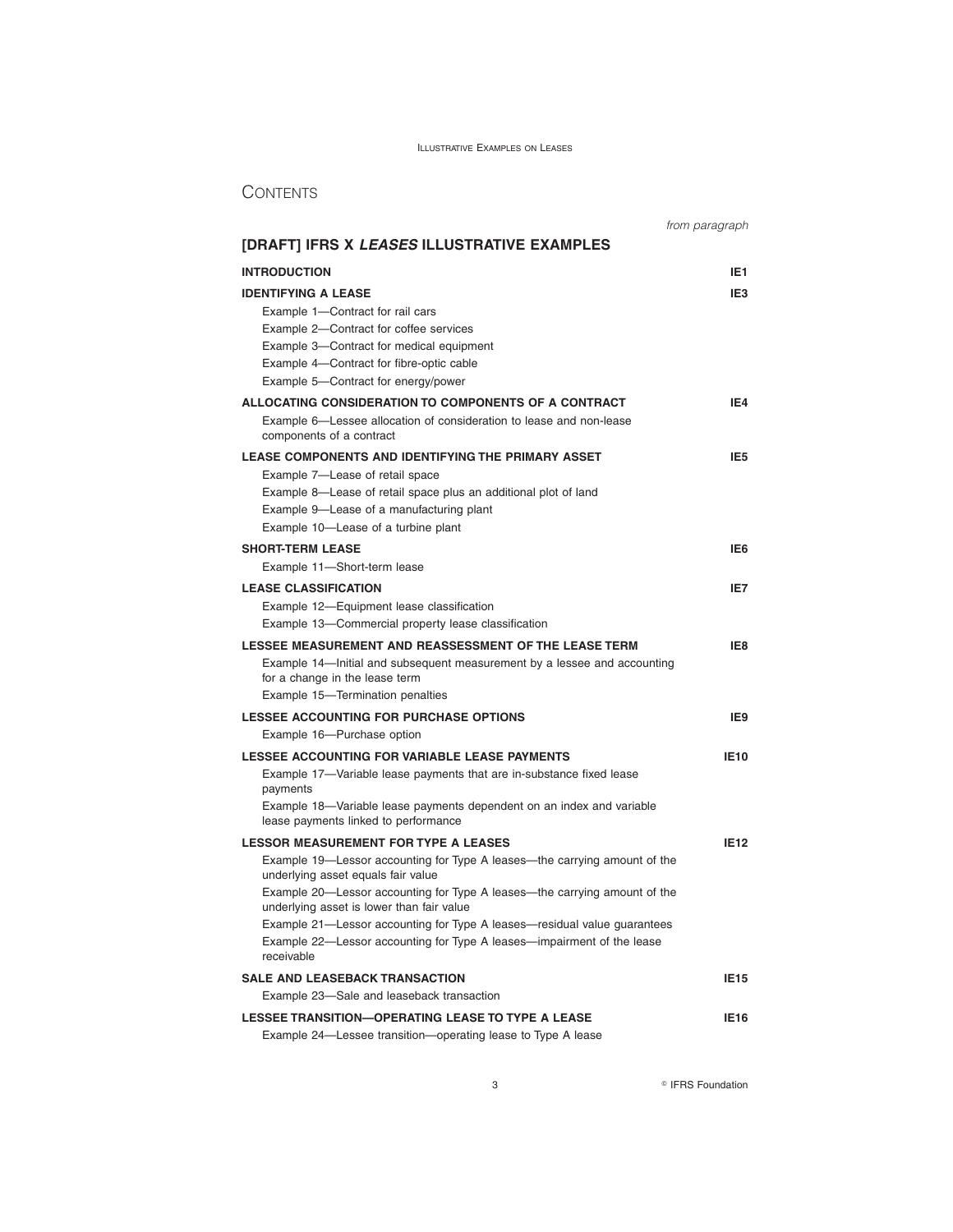# CONTENTS

*from paragraph*

## [DRAFT] IFRS X *LEASES* ILLUSTRATIVE EXAMPLES

| | |
|---|---|
| **INTRODUCTION** | **IE1** |
| **IDENTIFYING A LEASE** | **IE3** |
| Example 1—Contract for rail cars | |
| Example 2—Contract for coffee services | |
| Example 3—Contract for medical equipment | |
| Example 4—Contract for fibre-optic cable | |
| Example 5—Contract for energy/power | |
| **ALLOCATING CONSIDERATION TO COMPONENTS OF A CONTRACT** | **IE4** |
| Example 6—Lessee allocation of consideration to lease and non-lease components of a contract | |
| **LEASE COMPONENTS AND IDENTIFYING THE PRIMARY ASSET** | **IE5** |
| Example 7—Lease of retail space | |
| Example 8—Lease of retail space plus an additional plot of land | |
| Example 9—Lease of a manufacturing plant | |
| Example 10—Lease of a turbine plant | |
| **SHORT-TERM LEASE** | **IE6** |
| Example 11—Short-term lease | |
| **LEASE CLASSIFICATION** | **IE7** |
| Example 12—Equipment lease classification | |
| Example 13—Commercial property lease classification | |
| **LESSEE MEASUREMENT AND REASSESSMENT OF THE LEASE TERM** | **IE8** |
| Example 14—Initial and subsequent measurement by a lessee and accounting for a change in the lease term | |
| Example 15—Termination penalties | |
| **LESSEE ACCOUNTING FOR PURCHASE OPTIONS** | **IE9** |
| Example 16—Purchase option | |
| **LESSEE ACCOUNTING FOR VARIABLE LEASE PAYMENTS** | **IE10** |
| Example 17—Variable lease payments that are in-substance fixed lease payments | |
| Example 18—Variable lease payments dependent on an index and variable lease payments linked to performance | |
| **LESSOR MEASUREMENT FOR TYPE A LEASES** | **IE12** |
| Example 19—Lessor accounting for Type A leases—the carrying amount of the underlying asset equals fair value | |
| Example 20—Lessor accounting for Type A leases—the carrying amount of the underlying asset is lower than fair value | |
| Example 21—Lessor accounting for Type A leases—residual value guarantees | |
| Example 22—Lessor accounting for Type A leases—impairment of the lease receivable | |
| **SALE AND LEASEBACK TRANSACTION** | **IE15** |
| Example 23—Sale and leaseback transaction | |
| **LESSEE TRANSITION—OPERATING LEASE TO TYPE A LEASE** | **IE16** |
| Example 24—Lessee transition—operating lease to Type A lease | |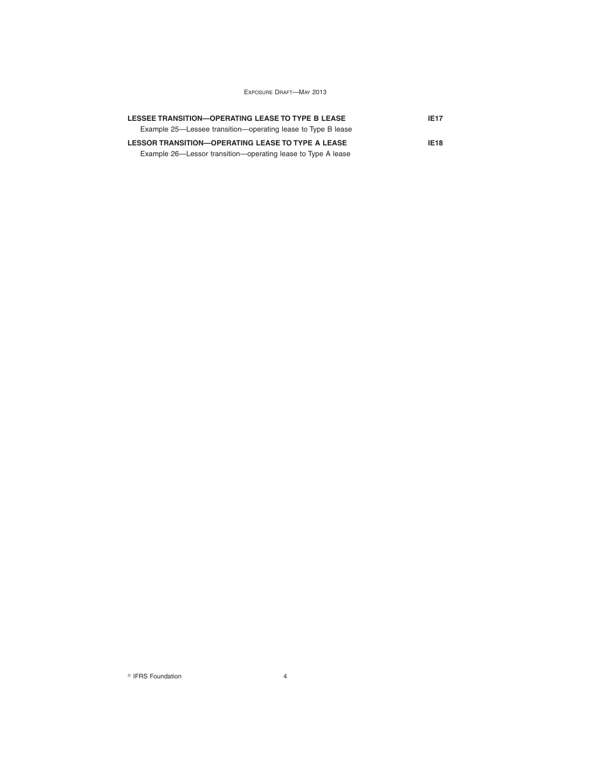| | |
|---|---|
| **LESSEE TRANSITION—OPERATING LEASE TO TYPE B LEASE** | **IE17** |
| Example 25—Lessee transition—operating lease to Type B lease | |
| **LESSOR TRANSITION—OPERATING LEASE TO TYPE A LEASE** | **IE18** |
| Example 26—Lessor transition—operating lease to Type A lease | |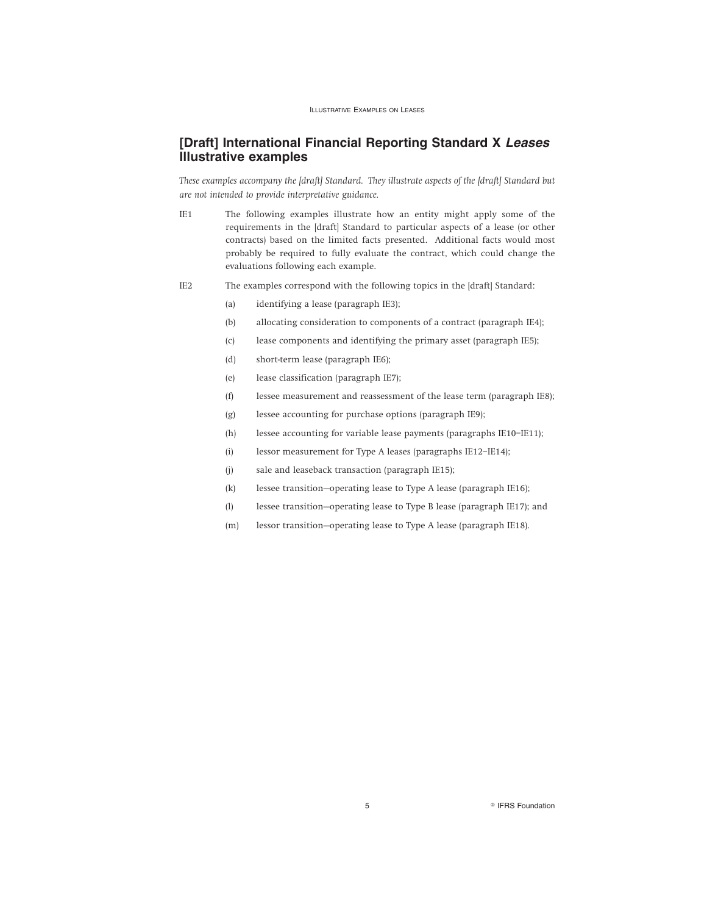## [Draft] International Financial Reporting Standard X *Leases* Illustrative examples

*These examples accompany the [draft] Standard. They illustrate aspects of the [draft] Standard but are not intended to provide interpretative guidance.*

IE1 The following examples illustrate how an entity might apply some of the requirements in the [draft] Standard to particular aspects of a lease (or other contracts) based on the limited facts presented. Additional facts would most probably be required to fully evaluate the contract, which could change the evaluations following each example.

IE2 The examples correspond with the following topics in the [draft] Standard:

(a) identifying a lease (paragraph IE3);

(b) allocating consideration to components of a contract (paragraph IE4);

(c) lease components and identifying the primary asset (paragraph IE5);

(d) short-term lease (paragraph IE6);

(e) lease classification (paragraph IE7);

(f) lessee measurement and reassessment of the lease term (paragraph IE8);

(g) lessee accounting for purchase options (paragraph IE9);

(h) lessee accounting for variable lease payments (paragraphs IE10–IE11);

(i) lessor measurement for Type A leases (paragraphs IE12–IE14);

(j) sale and leaseback transaction (paragraph IE15);

(k) lessee transition—operating lease to Type A lease (paragraph IE16);

(l) lessee transition—operating lease to Type B lease (paragraph IE17); and

(m) lessor transition—operating lease to Type A lease (paragraph IE18).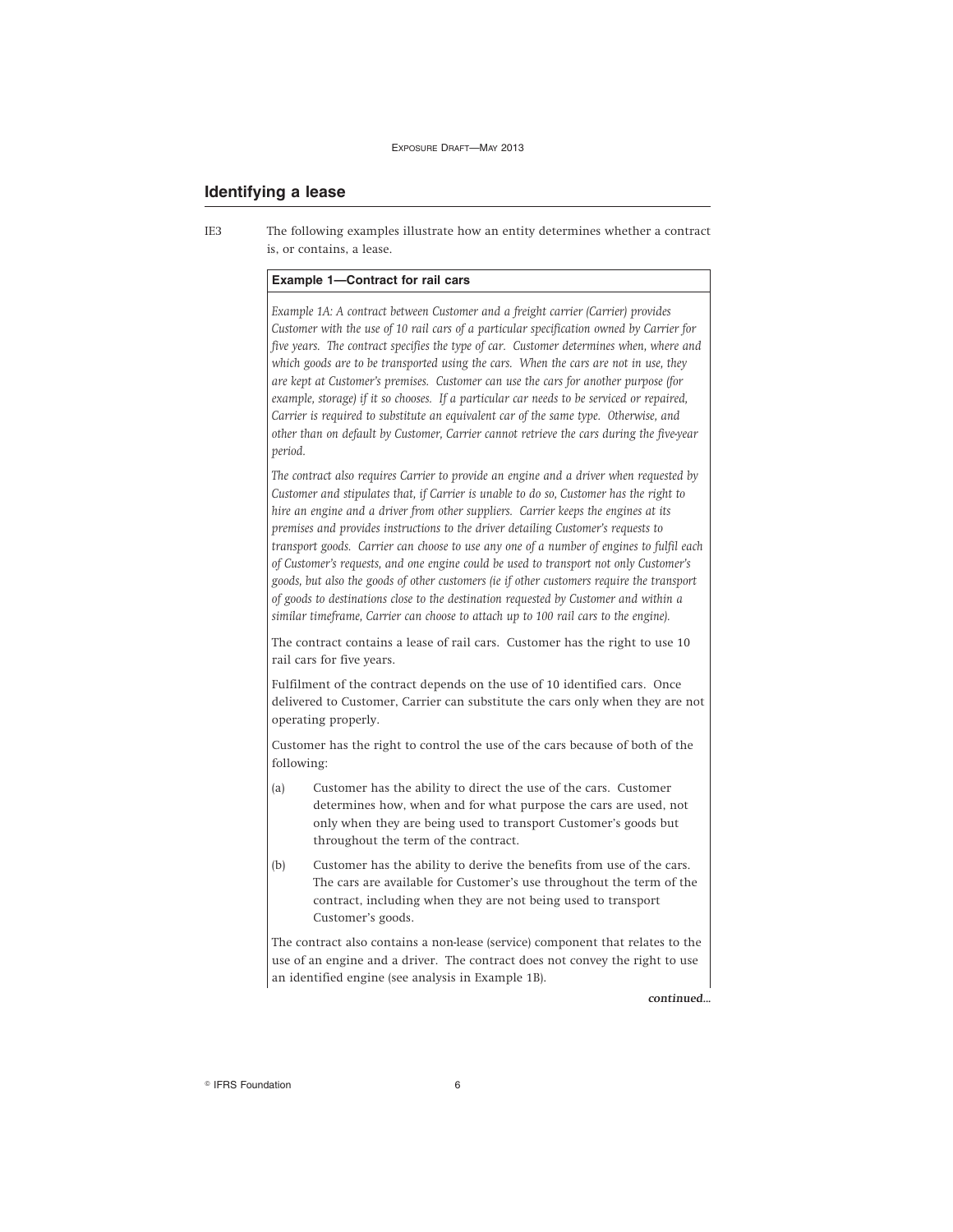## Identifying a lease

IE3 The following examples illustrate how an entity determines whether a contract is, or contains, a lease.

**Example 1—Contract for rail cars**

*Example 1A: A contract between Customer and a freight carrier (Carrier) provides Customer with the use of 10 rail cars of a particular specification owned by Carrier for five years. The contract specifies the type of car. Customer determines when, where and which goods are to be transported using the cars. When the cars are not in use, they are kept at Customer's premises. Customer can use the cars for another purpose (for example, storage) if it so chooses. If a particular car needs to be serviced or repaired, Carrier is required to substitute an equivalent car of the same type. Otherwise, and other than on default by Customer, Carrier cannot retrieve the cars during the five-year period.*

*The contract also requires Carrier to provide an engine and a driver when requested by Customer and stipulates that, if Carrier is unable to do so, Customer has the right to hire an engine and a driver from other suppliers. Carrier keeps the engines at its premises and provides instructions to the driver detailing Customer's requests to transport goods. Carrier can choose to use any one of a number of engines to fulfil each of Customer's requests, and one engine could be used to transport not only Customer's goods, but also the goods of other customers (ie if other customers require the transport of goods to destinations close to the destination requested by Customer and within a similar timeframe, Carrier can choose to attach up to 100 rail cars to the engine).*

The contract contains a lease of rail cars. Customer has the right to use 10 rail cars for five years.

Fulfilment of the contract depends on the use of 10 identified cars. Once delivered to Customer, Carrier can substitute the cars only when they are not operating properly.

Customer has the right to control the use of the cars because of both of the following:

(a) Customer has the ability to direct the use of the cars. Customer determines how, when and for what purpose the cars are used, not only when they are being used to transport Customer's goods but throughout the term of the contract.

(b) Customer has the ability to derive the benefits from use of the cars. The cars are available for Customer's use throughout the term of the contract, including when they are not being used to transport Customer's goods.

The contract also contains a non-lease (service) component that relates to the use of an engine and a driver. The contract does not convey the right to use an identified engine (see analysis in Example 1B).

*continued...*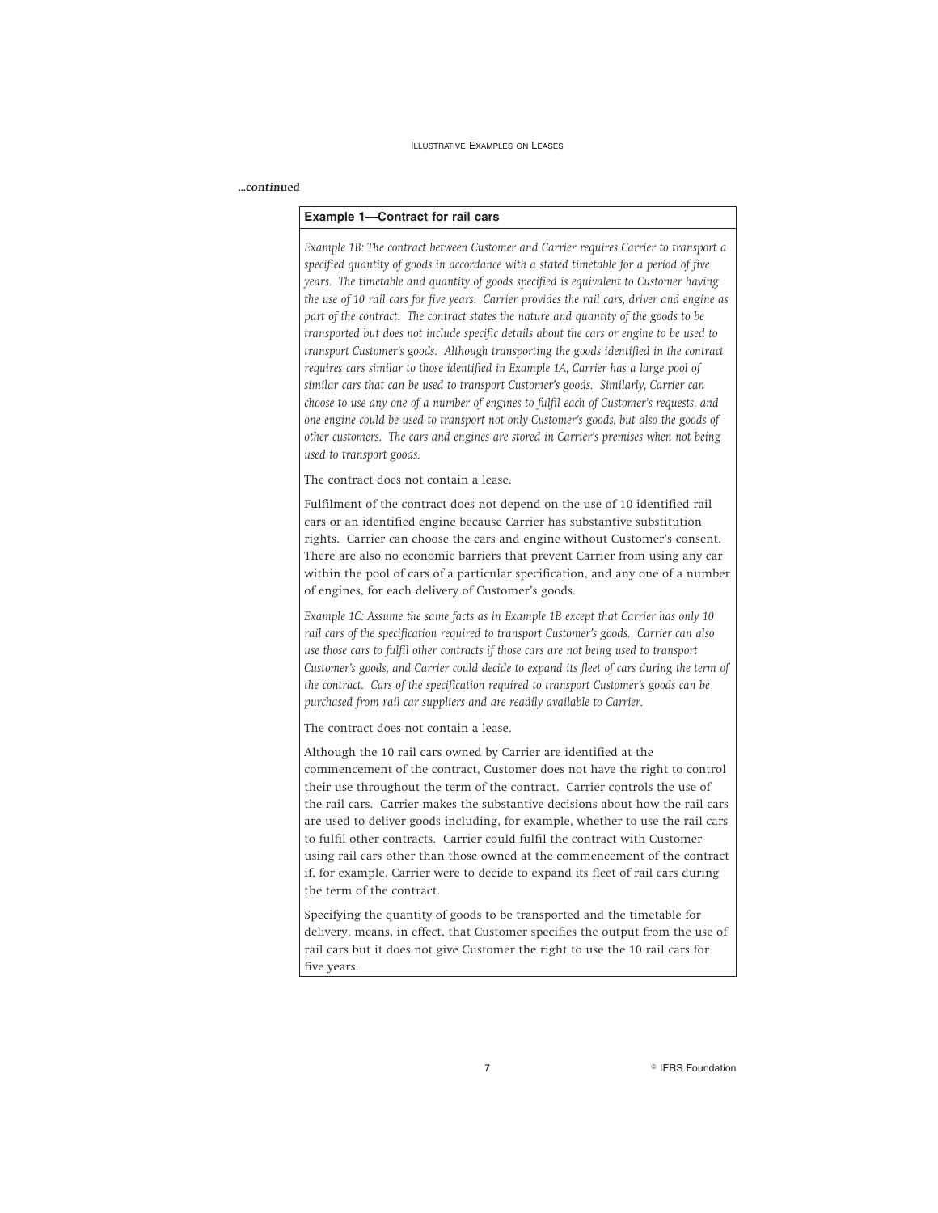*...continued*

**Example 1—Contract for rail cars**

*Example 1B: The contract between Customer and Carrier requires Carrier to transport a specified quantity of goods in accordance with a stated timetable for a period of five years. The timetable and quantity of goods specified is equivalent to Customer having the use of 10 rail cars for five years. Carrier provides the rail cars, driver and engine as part of the contract. The contract states the nature and quantity of the goods to be transported but does not include specific details about the cars or engine to be used to transport Customer's goods. Although transporting the goods identified in the contract requires cars similar to those identified in Example 1A, Carrier has a large pool of similar cars that can be used to transport Customer's goods. Similarly, Carrier can choose to use any one of a number of engines to fulfil each of Customer's requests, and one engine could be used to transport not only Customer's goods, but also the goods of other customers. The cars and engines are stored in Carrier's premises when not being used to transport goods.*

The contract does not contain a lease.

Fulfilment of the contract does not depend on the use of 10 identified rail cars or an identified engine because Carrier has substantive substitution rights. Carrier can choose the cars and engine without Customer's consent. There are also no economic barriers that prevent Carrier from using any car within the pool of cars of a particular specification, and any one of a number of engines, for each delivery of Customer's goods.

*Example 1C: Assume the same facts as in Example 1B except that Carrier has only 10 rail cars of the specification required to transport Customer's goods. Carrier can also use those cars to fulfil other contracts if those cars are not being used to transport Customer's goods, and Carrier could decide to expand its fleet of cars during the term of the contract. Cars of the specification required to transport Customer's goods can be purchased from rail car suppliers and are readily available to Carrier.*

The contract does not contain a lease.

Although the 10 rail cars owned by Carrier are identified at the commencement of the contract, Customer does not have the right to control their use throughout the term of the contract. Carrier controls the use of the rail cars. Carrier makes the substantive decisions about how the rail cars are used to deliver goods including, for example, whether to use the rail cars to fulfil other contracts. Carrier could fulfil the contract with Customer using rail cars other than those owned at the commencement of the contract if, for example, Carrier were to decide to expand its fleet of rail cars during the term of the contract.

Specifying the quantity of goods to be transported and the timetable for delivery, means, in effect, that Customer specifies the output from the use of rail cars but it does not give Customer the right to use the 10 rail cars for five years.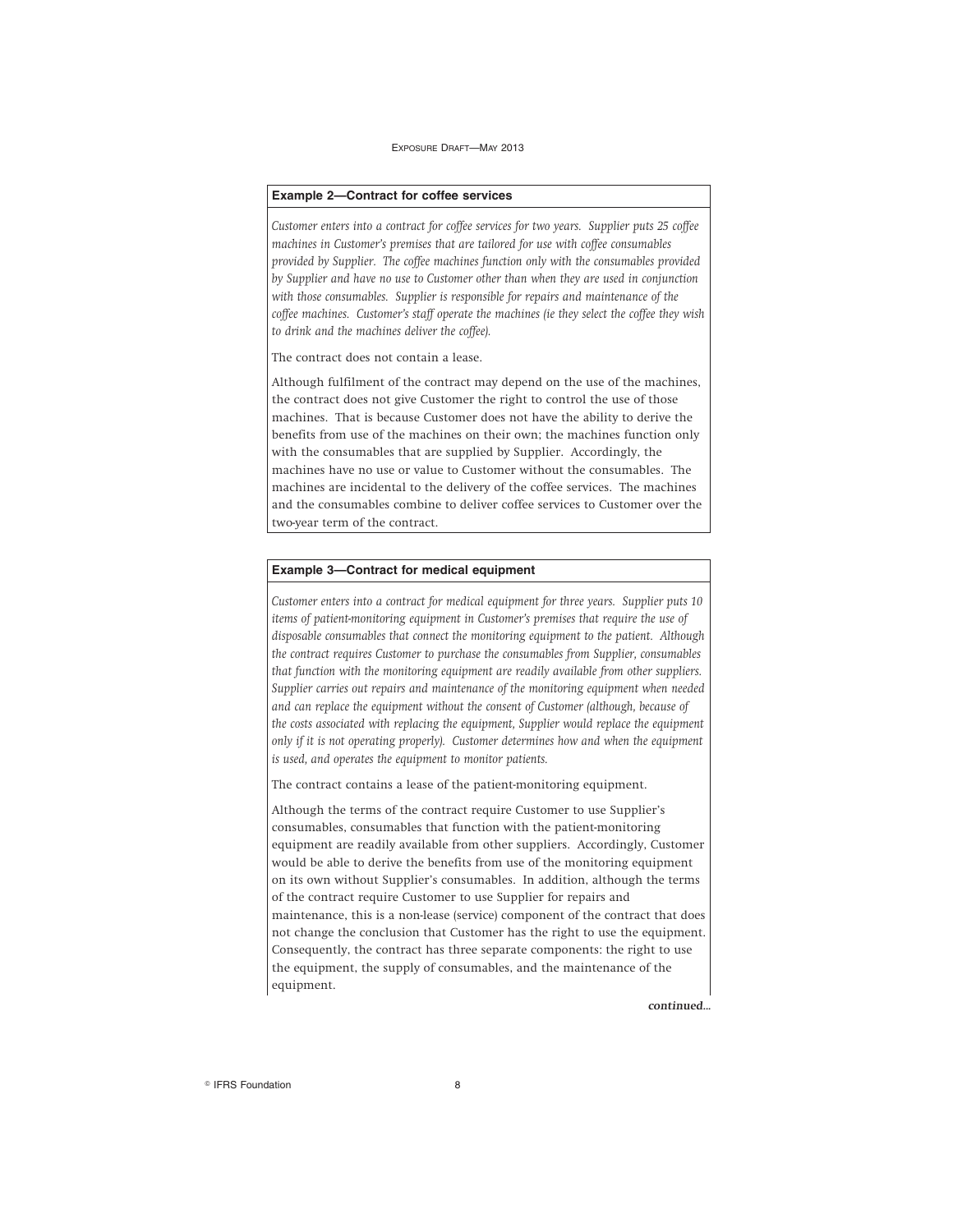**Example 2—Contract for coffee services**

*Customer enters into a contract for coffee services for two years. Supplier puts 25 coffee machines in Customer's premises that are tailored for use with coffee consumables provided by Supplier. The coffee machines function only with the consumables provided by Supplier and have no use to Customer other than when they are used in conjunction with those consumables. Supplier is responsible for repairs and maintenance of the coffee machines. Customer's staff operate the machines (ie they select the coffee they wish to drink and the machines deliver the coffee).*

The contract does not contain a lease.

Although fulfilment of the contract may depend on the use of the machines, the contract does not give Customer the right to control the use of those machines. That is because Customer does not have the ability to derive the benefits from use of the machines on their own; the machines function only with the consumables that are supplied by Supplier. Accordingly, the machines have no use or value to Customer without the consumables. The machines are incidental to the delivery of the coffee services. The machines and the consumables combine to deliver coffee services to Customer over the two-year term of the contract.

**Example 3—Contract for medical equipment**

*Customer enters into a contract for medical equipment for three years. Supplier puts 10 items of patient-monitoring equipment in Customer's premises that require the use of disposable consumables that connect the monitoring equipment to the patient. Although the contract requires Customer to purchase the consumables from Supplier, consumables that function with the monitoring equipment are readily available from other suppliers. Supplier carries out repairs and maintenance of the monitoring equipment when needed and can replace the equipment without the consent of Customer (although, because of the costs associated with replacing the equipment, Supplier would replace the equipment only if it is not operating properly). Customer determines how and when the equipment is used, and operates the equipment to monitor patients.*

The contract contains a lease of the patient-monitoring equipment.

Although the terms of the contract require Customer to use Supplier's consumables, consumables that function with the patient-monitoring equipment are readily available from other suppliers. Accordingly, Customer would be able to derive the benefits from use of the monitoring equipment on its own without Supplier's consumables. In addition, although the terms of the contract require Customer to use Supplier for repairs and maintenance, this is a non-lease (service) component of the contract that does not change the conclusion that Customer has the right to use the equipment. Consequently, the contract has three separate components: the right to use the equipment, the supply of consumables, and the maintenance of the equipment.

*continued...*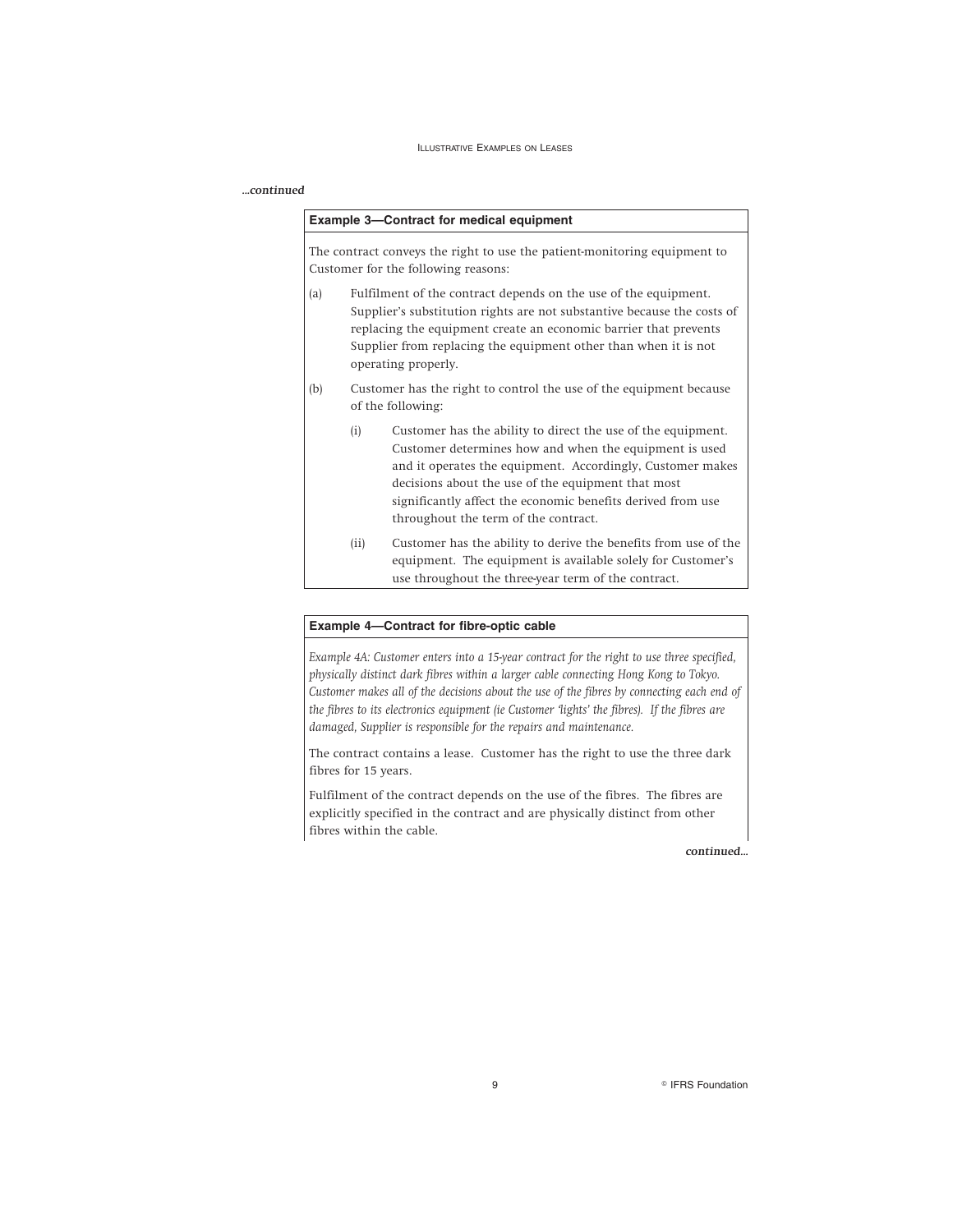*...continued*

**Example 3—Contract for medical equipment**

The contract conveys the right to use the patient-monitoring equipment to Customer for the following reasons:

(a) Fulfilment of the contract depends on the use of the equipment. Supplier's substitution rights are not substantive because the costs of replacing the equipment create an economic barrier that prevents Supplier from replacing the equipment other than when it is not operating properly.

(b) Customer has the right to control the use of the equipment because of the following:

  (i) Customer has the ability to direct the use of the equipment. Customer determines how and when the equipment is used and it operates the equipment. Accordingly, Customer makes decisions about the use of the equipment that most significantly affect the economic benefits derived from use throughout the term of the contract.

  (ii) Customer has the ability to derive the benefits from use of the equipment. The equipment is available solely for Customer's use throughout the three-year term of the contract.

**Example 4—Contract for fibre-optic cable**

*Example 4A: Customer enters into a 15-year contract for the right to use three specified, physically distinct dark fibres within a larger cable connecting Hong Kong to Tokyo. Customer makes all of the decisions about the use of the fibres by connecting each end of the fibres to its electronics equipment (ie Customer 'lights' the fibres). If the fibres are damaged, Supplier is responsible for the repairs and maintenance.*

The contract contains a lease. Customer has the right to use the three dark fibres for 15 years.

Fulfilment of the contract depends on the use of the fibres. The fibres are explicitly specified in the contract and are physically distinct from other fibres within the cable.

*continued...*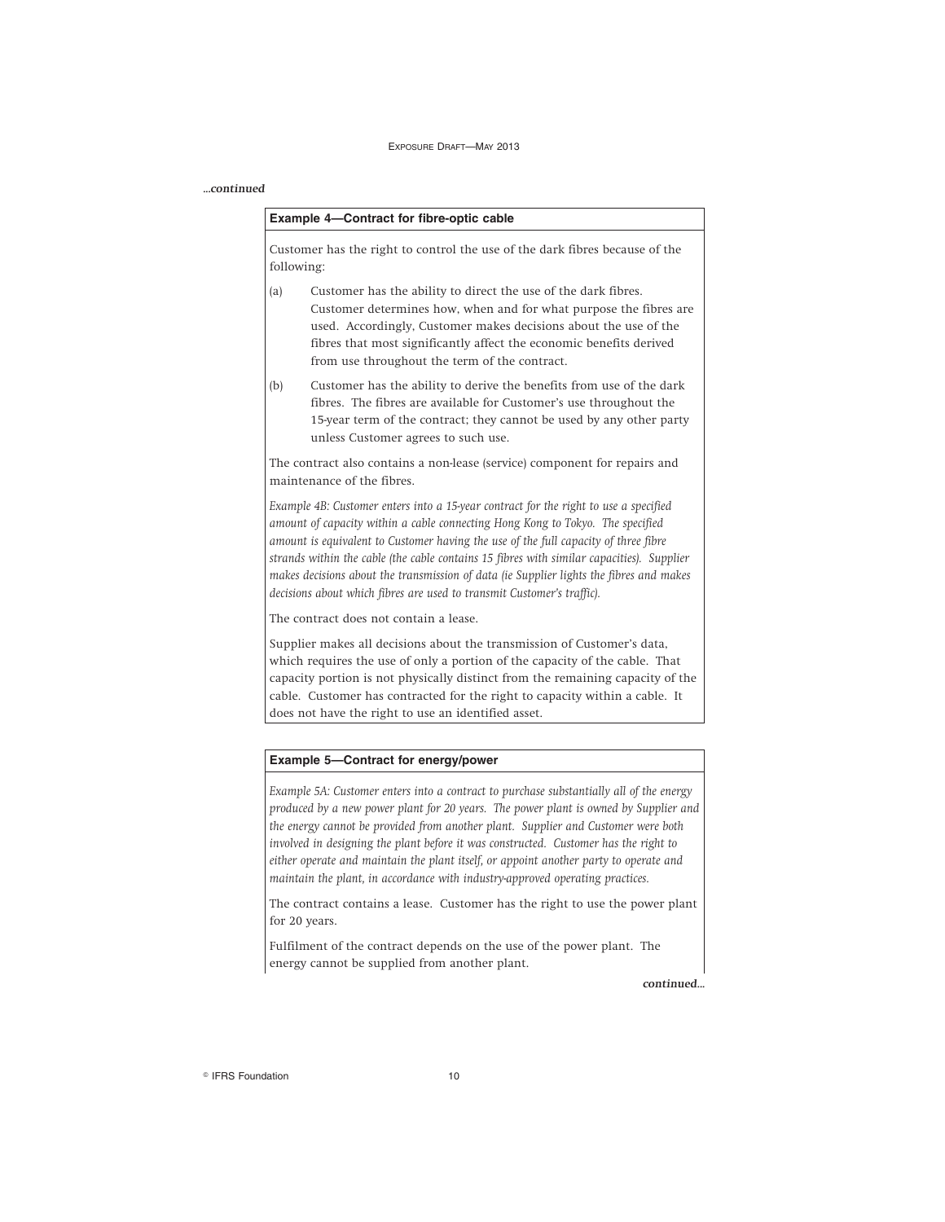*...continued*

**Example 4—Contract for fibre-optic cable**

Customer has the right to control the use of the dark fibres because of the following:

(a) Customer has the ability to direct the use of the dark fibres. Customer determines how, when and for what purpose the fibres are used. Accordingly, Customer makes decisions about the use of the fibres that most significantly affect the economic benefits derived from use throughout the term of the contract.

(b) Customer has the ability to derive the benefits from use of the dark fibres. The fibres are available for Customer's use throughout the 15-year term of the contract; they cannot be used by any other party unless Customer agrees to such use.

The contract also contains a non-lease (service) component for repairs and maintenance of the fibres.

*Example 4B: Customer enters into a 15-year contract for the right to use a specified amount of capacity within a cable connecting Hong Kong to Tokyo. The specified amount is equivalent to Customer having the use of the full capacity of three fibre strands within the cable (the cable contains 15 fibres with similar capacities). Supplier makes decisions about the transmission of data (ie Supplier lights the fibres and makes decisions about which fibres are used to transmit Customer's traffic).*

The contract does not contain a lease.

Supplier makes all decisions about the transmission of Customer's data, which requires the use of only a portion of the capacity of the cable. That capacity portion is not physically distinct from the remaining capacity of the cable. Customer has contracted for the right to capacity within a cable. It does not have the right to use an identified asset.

**Example 5—Contract for energy/power**

*Example 5A: Customer enters into a contract to purchase substantially all of the energy produced by a new power plant for 20 years. The power plant is owned by Supplier and the energy cannot be provided from another plant. Supplier and Customer were both involved in designing the plant before it was constructed. Customer has the right to either operate and maintain the plant itself, or appoint another party to operate and maintain the plant, in accordance with industry-approved operating practices.*

The contract contains a lease. Customer has the right to use the power plant for 20 years.

Fulfilment of the contract depends on the use of the power plant. The energy cannot be supplied from another plant.

*continued...*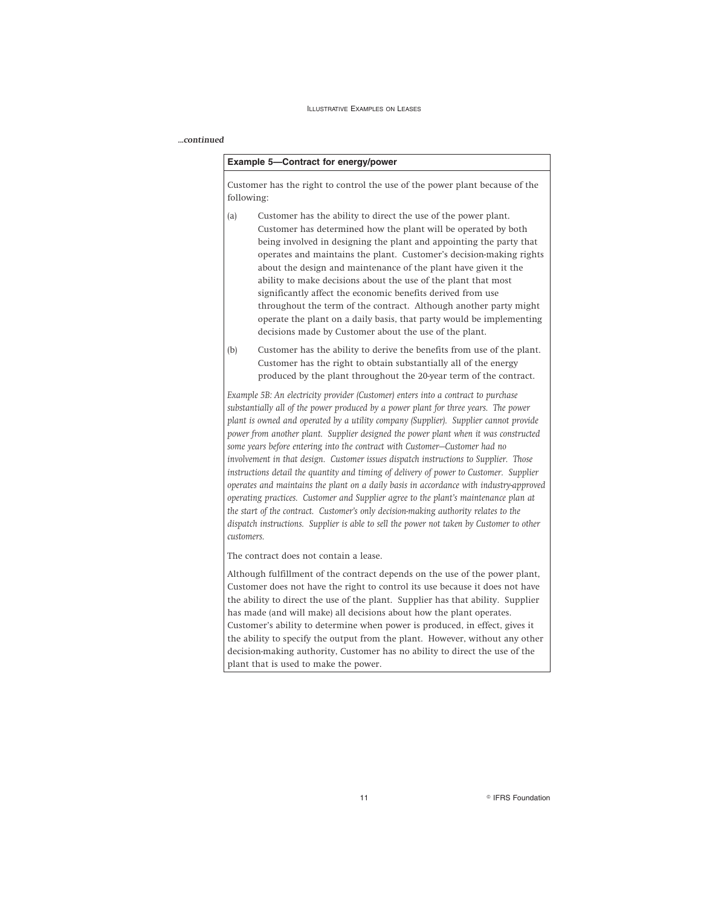*...continued*

**Example 5—Contract for energy/power**

Customer has the right to control the use of the power plant because of the following:

(a) Customer has the ability to direct the use of the power plant. Customer has determined how the plant will be operated by both being involved in designing the plant and appointing the party that operates and maintains the plant. Customer's decision-making rights about the design and maintenance of the plant have given it the ability to make decisions about the use of the plant that most significantly affect the economic benefits derived from use throughout the term of the contract. Although another party might operate the plant on a daily basis, that party would be implementing decisions made by Customer about the use of the plant.

(b) Customer has the ability to derive the benefits from use of the plant. Customer has the right to obtain substantially all of the energy produced by the plant throughout the 20-year term of the contract.

*Example 5B: An electricity provider (Customer) enters into a contract to purchase substantially all of the power produced by a power plant for three years. The power plant is owned and operated by a utility company (Supplier). Supplier cannot provide power from another plant. Supplier designed the power plant when it was constructed some years before entering into the contract with Customer—Customer had no involvement in that design. Customer issues dispatch instructions to Supplier. Those instructions detail the quantity and timing of delivery of power to Customer. Supplier operates and maintains the plant on a daily basis in accordance with industry-approved operating practices. Customer and Supplier agree to the plant's maintenance plan at the start of the contract. Customer's only decision-making authority relates to the dispatch instructions. Supplier is able to sell the power not taken by Customer to other customers.*

The contract does not contain a lease.

Although fulfillment of the contract depends on the use of the power plant, Customer does not have the right to control its use because it does not have the ability to direct the use of the plant. Supplier has that ability. Supplier has made (and will make) all decisions about how the plant operates. Customer's ability to determine when power is produced, in effect, gives it the ability to specify the output from the plant. However, without any other decision-making authority, Customer has no ability to direct the use of the plant that is used to make the power.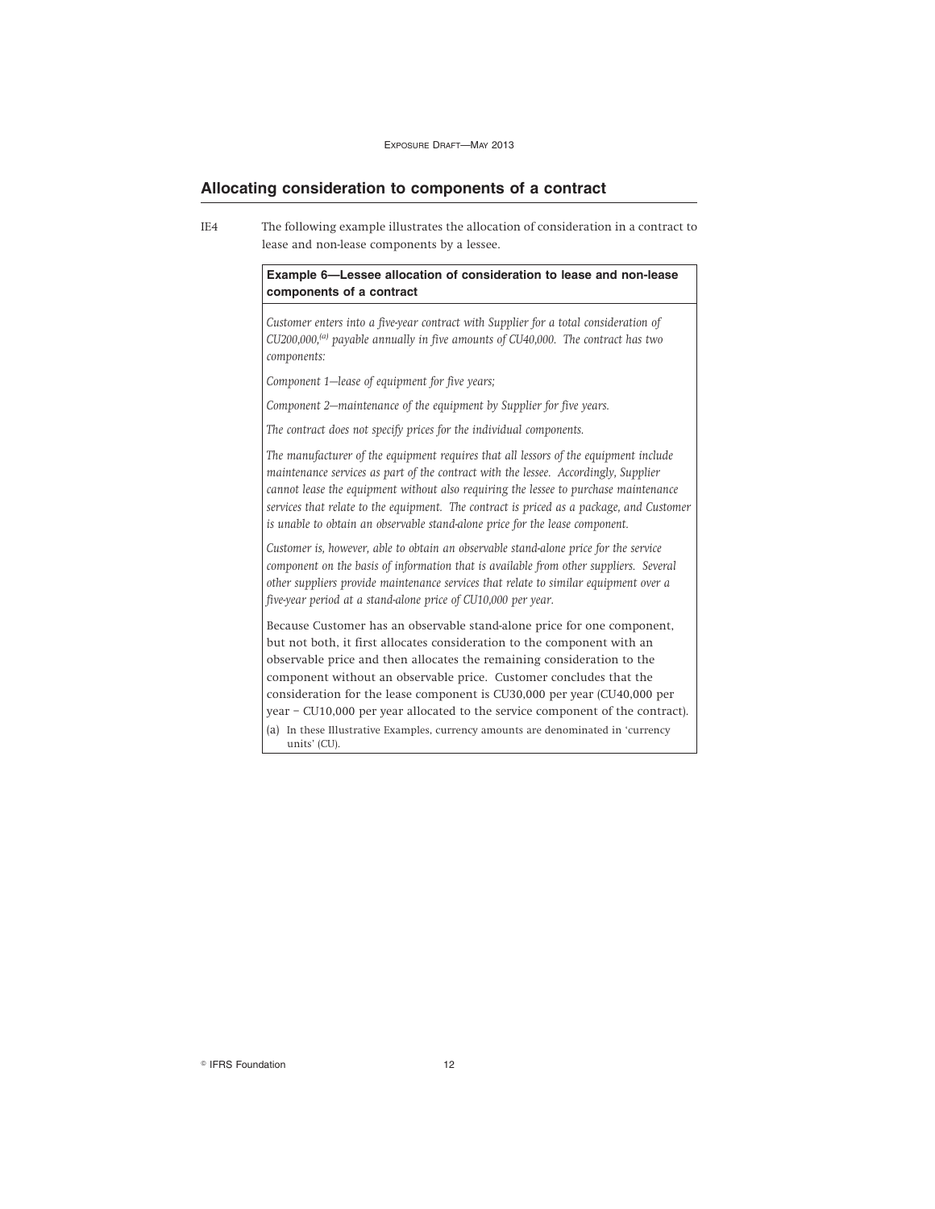## Allocating consideration to components of a contract

IE4 The following example illustrates the allocation of consideration in a contract to lease and non-lease components by a lessee.

**Example 6—Lessee allocation of consideration to lease and non-lease components of a contract**

*Customer enters into a five-year contract with Supplier for a total consideration of CU200,000,[(a)] payable annually in five amounts of CU40,000. The contract has two components:*

*Component 1—lease of equipment for five years;*

*Component 2—maintenance of the equipment by Supplier for five years.*

*The contract does not specify prices for the individual components.*

*The manufacturer of the equipment requires that all lessors of the equipment include maintenance services as part of the contract with the lessee. Accordingly, Supplier cannot lease the equipment without also requiring the lessee to purchase maintenance services that relate to the equipment. The contract is priced as a package, and Customer is unable to obtain an observable stand-alone price for the lease component.*

*Customer is, however, able to obtain an observable stand-alone price for the service component on the basis of information that is available from other suppliers. Several other suppliers provide maintenance services that relate to similar equipment over a five-year period at a stand-alone price of CU10,000 per year.*

Because Customer has an observable stand-alone price for one component, but not both, it first allocates consideration to the component with an observable price and then allocates the remaining consideration to the component without an observable price. Customer concludes that the consideration for the lease component is CU30,000 per year (CU40,000 per year – CU10,000 per year allocated to the service component of the contract).

(a) In these Illustrative Examples, currency amounts are denominated in 'currency units' (CU).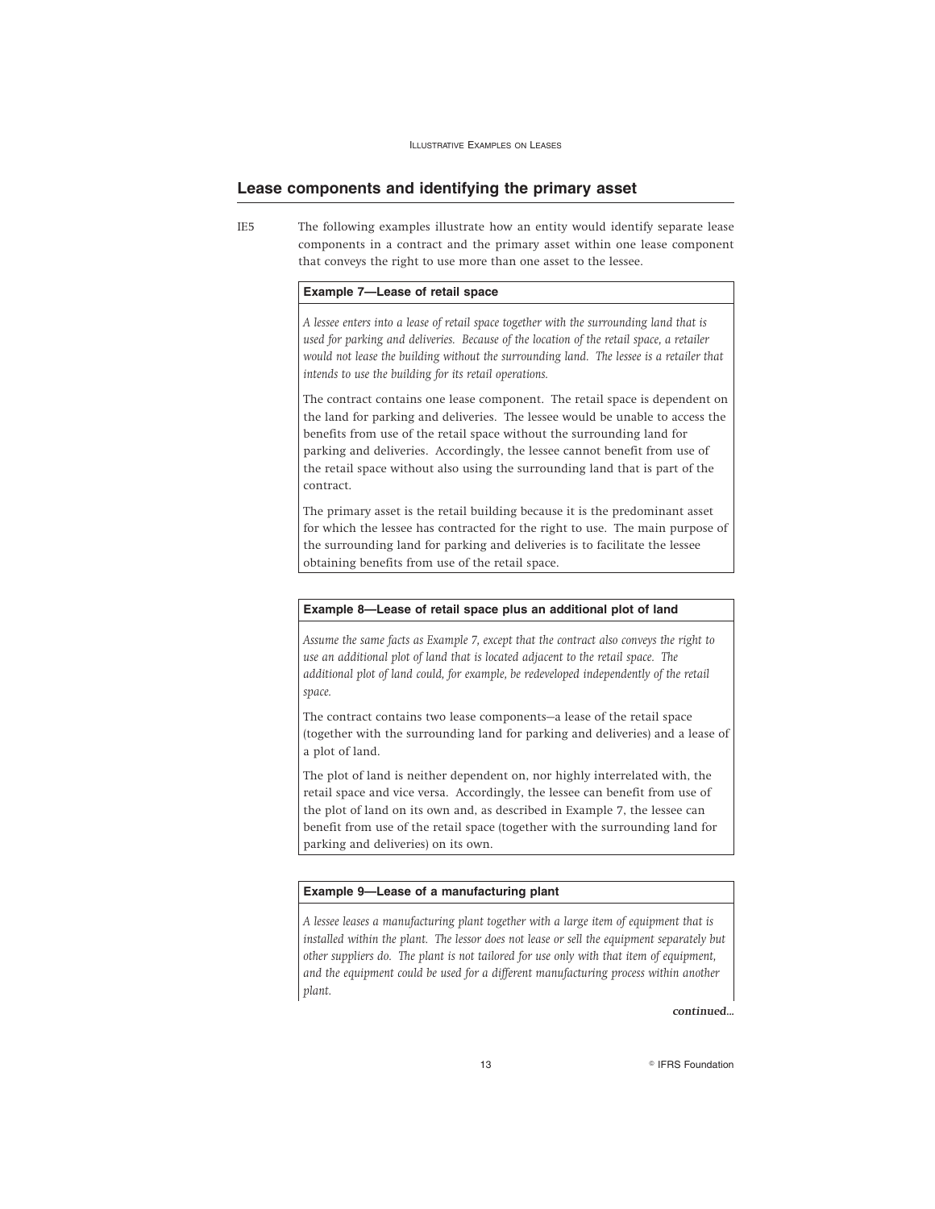## Lease components and identifying the primary asset

IE5 The following examples illustrate how an entity would identify separate lease components in a contract and the primary asset within one lease component that conveys the right to use more than one asset to the lessee.

**Example 7—Lease of retail space**

*A lessee enters into a lease of retail space together with the surrounding land that is used for parking and deliveries. Because of the location of the retail space, a retailer would not lease the building without the surrounding land. The lessee is a retailer that intends to use the building for its retail operations.*

The contract contains one lease component. The retail space is dependent on the land for parking and deliveries. The lessee would be unable to access the benefits from use of the retail space without the surrounding land for parking and deliveries. Accordingly, the lessee cannot benefit from use of the retail space without also using the surrounding land that is part of the contract.

The primary asset is the retail building because it is the predominant asset for which the lessee has contracted for the right to use. The main purpose of the surrounding land for parking and deliveries is to facilitate the lessee obtaining benefits from use of the retail space.

**Example 8—Lease of retail space plus an additional plot of land**

*Assume the same facts as Example 7, except that the contract also conveys the right to use an additional plot of land that is located adjacent to the retail space. The additional plot of land could, for example, be redeveloped independently of the retail space.*

The contract contains two lease components—a lease of the retail space (together with the surrounding land for parking and deliveries) and a lease of a plot of land.

The plot of land is neither dependent on, nor highly interrelated with, the retail space and vice versa. Accordingly, the lessee can benefit from use of the plot of land on its own and, as described in Example 7, the lessee can benefit from use of the retail space (together with the surrounding land for parking and deliveries) on its own.

**Example 9—Lease of a manufacturing plant**

*A lessee leases a manufacturing plant together with a large item of equipment that is installed within the plant. The lessor does not lease or sell the equipment separately but other suppliers do. The plant is not tailored for use only with that item of equipment, and the equipment could be used for a different manufacturing process within another plant.*

*continued...*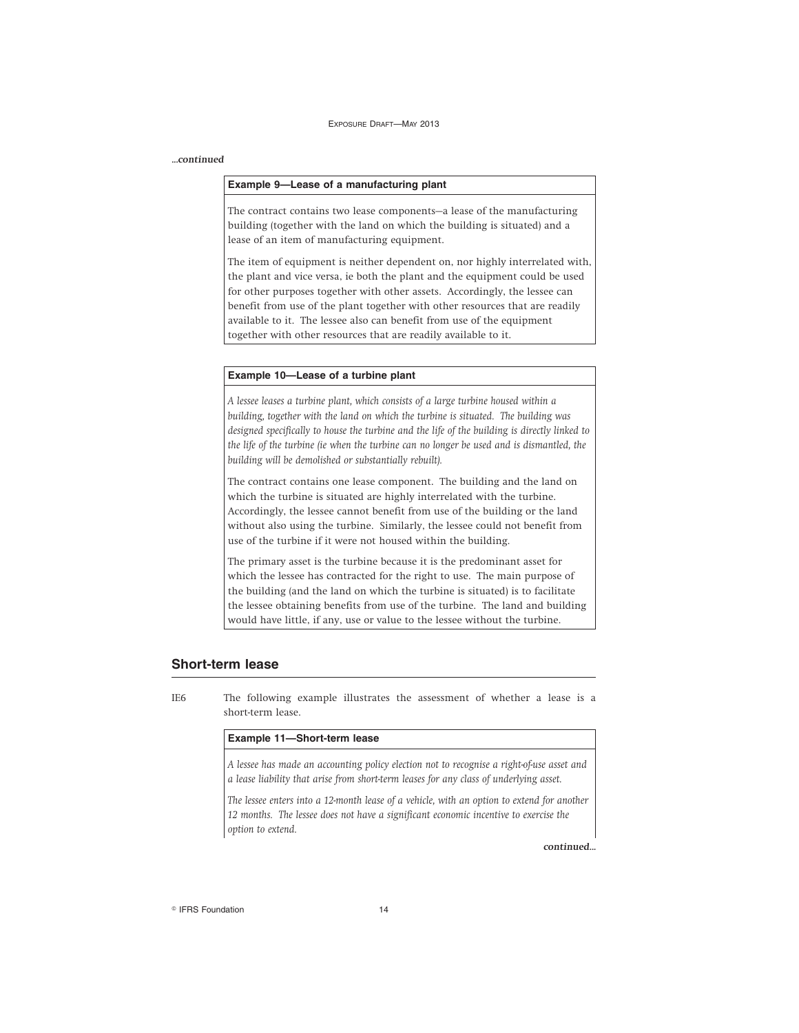*...continued*

**Example 9—Lease of a manufacturing plant**

The contract contains two lease components—a lease of the manufacturing building (together with the land on which the building is situated) and a lease of an item of manufacturing equipment.

The item of equipment is neither dependent on, nor highly interrelated with, the plant and vice versa, ie both the plant and the equipment could be used for other purposes together with other assets. Accordingly, the lessee can benefit from use of the plant together with other resources that are readily available to it. The lessee also can benefit from use of the equipment together with other resources that are readily available to it.

**Example 10—Lease of a turbine plant**

*A lessee leases a turbine plant, which consists of a large turbine housed within a building, together with the land on which the turbine is situated. The building was designed specifically to house the turbine and the life of the building is directly linked to the life of the turbine (ie when the turbine can no longer be used and is dismantled, the building will be demolished or substantially rebuilt).*

The contract contains one lease component. The building and the land on which the turbine is situated are highly interrelated with the turbine. Accordingly, the lessee cannot benefit from use of the building or the land without also using the turbine. Similarly, the lessee could not benefit from use of the turbine if it were not housed within the building.

The primary asset is the turbine because it is the predominant asset for which the lessee has contracted for the right to use. The main purpose of the building (and the land on which the turbine is situated) is to facilitate the lessee obtaining benefits from use of the turbine. The land and building would have little, if any, use or value to the lessee without the turbine.

## Short-term lease

IE6 The following example illustrates the assessment of whether a lease is a short-term lease.

**Example 11—Short-term lease**

*A lessee has made an accounting policy election not to recognise a right-of-use asset and a lease liability that arise from short-term leases for any class of underlying asset.*

*The lessee enters into a 12-month lease of a vehicle, with an option to extend for another 12 months. The lessee does not have a significant economic incentive to exercise the option to extend.*

*continued...*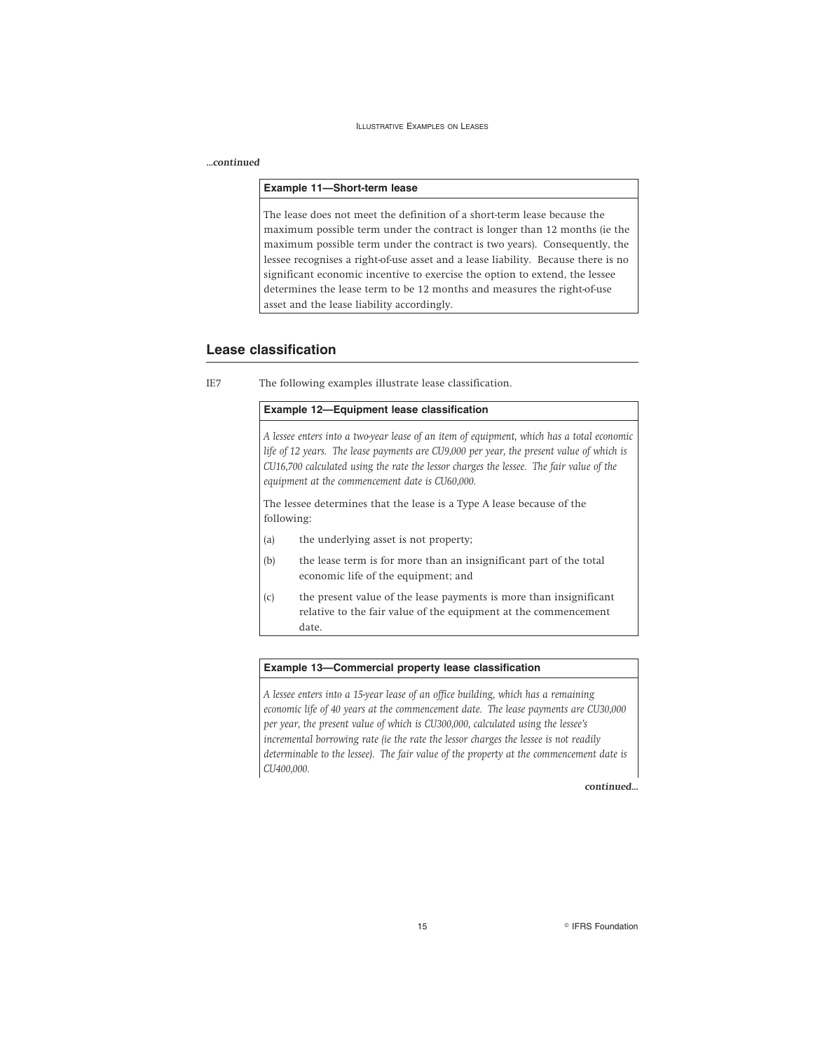*...continued*

**Example 11—Short-term lease**

The lease does not meet the definition of a short-term lease because the maximum possible term under the contract is longer than 12 months (ie the maximum possible term under the contract is two years). Consequently, the lessee recognises a right-of-use asset and a lease liability. Because there is no significant economic incentive to exercise the option to extend, the lessee determines the lease term to be 12 months and measures the right-of-use asset and the lease liability accordingly.

## Lease classification

IE7 The following examples illustrate lease classification.

**Example 12—Equipment lease classification**

*A lessee enters into a two-year lease of an item of equipment, which has a total economic life of 12 years. The lease payments are CU9,000 per year, the present value of which is CU16,700 calculated using the rate the lessor charges the lessee. The fair value of the equipment at the commencement date is CU60,000.*

The lessee determines that the lease is a Type A lease because of the following:

(a) the underlying asset is not property;

(b) the lease term is for more than an insignificant part of the total economic life of the equipment; and

(c) the present value of the lease payments is more than insignificant relative to the fair value of the equipment at the commencement date.

**Example 13—Commercial property lease classification**

*A lessee enters into a 15-year lease of an office building, which has a remaining economic life of 40 years at the commencement date. The lease payments are CU30,000 per year, the present value of which is CU300,000, calculated using the lessee's incremental borrowing rate (ie the rate the lessor charges the lessee is not readily determinable to the lessee). The fair value of the property at the commencement date is CU400,000.*

*continued...*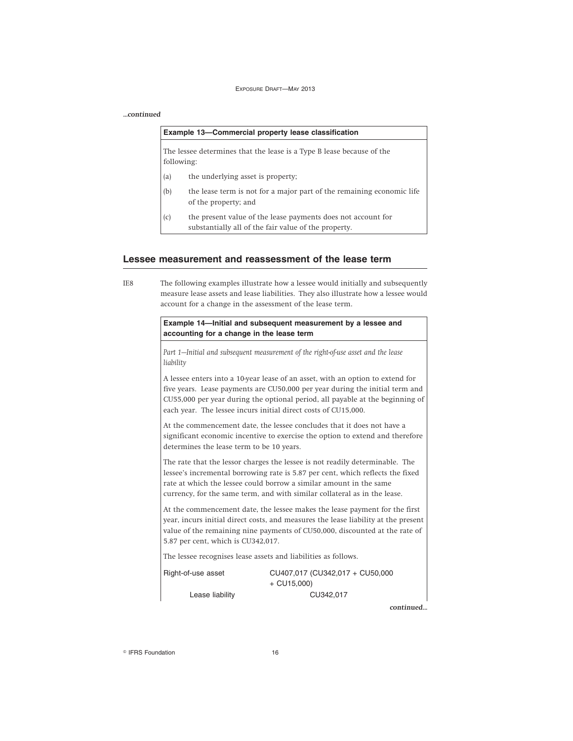*...continued*

**Example 13—Commercial property lease classification**

The lessee determines that the lease is a Type B lease because of the following:

(a) the underlying asset is property;

(b) the lease term is not for a major part of the remaining economic life of the property; and

(c) the present value of the lease payments does not account for substantially all of the fair value of the property.

## Lessee measurement and reassessment of the lease term

IE8 The following examples illustrate how a lessee would initially and subsequently measure lease assets and lease liabilities. They also illustrate how a lessee would account for a change in the assessment of the lease term.

**Example 14—Initial and subsequent measurement by a lessee and accounting for a change in the lease term**

*Part 1—Initial and subsequent measurement of the right-of-use asset and the lease liability*

A lessee enters into a 10-year lease of an asset, with an option to extend for five years. Lease payments are CU50,000 per year during the initial term and CU55,000 per year during the optional period, all payable at the beginning of each year. The lessee incurs initial direct costs of CU15,000.

At the commencement date, the lessee concludes that it does not have a significant economic incentive to exercise the option to extend and therefore determines the lease term to be 10 years.

The rate that the lessor charges the lessee is not readily determinable. The lessee's incremental borrowing rate is 5.87 per cent, which reflects the fixed rate at which the lessee could borrow a similar amount in the same currency, for the same term, and with similar collateral as in the lease.

At the commencement date, the lessee makes the lease payment for the first year, incurs initial direct costs, and measures the lease liability at the present value of the remaining nine payments of CU50,000, discounted at the rate of 5.87 per cent, which is CU342,017.

The lessee recognises lease assets and liabilities as follows.

| | |
|---|---|
| Right-of-use asset | CU407,017 (CU342,017 + CU50,000 + CU15,000) |
| Lease liability | CU342,017 |

*continued...*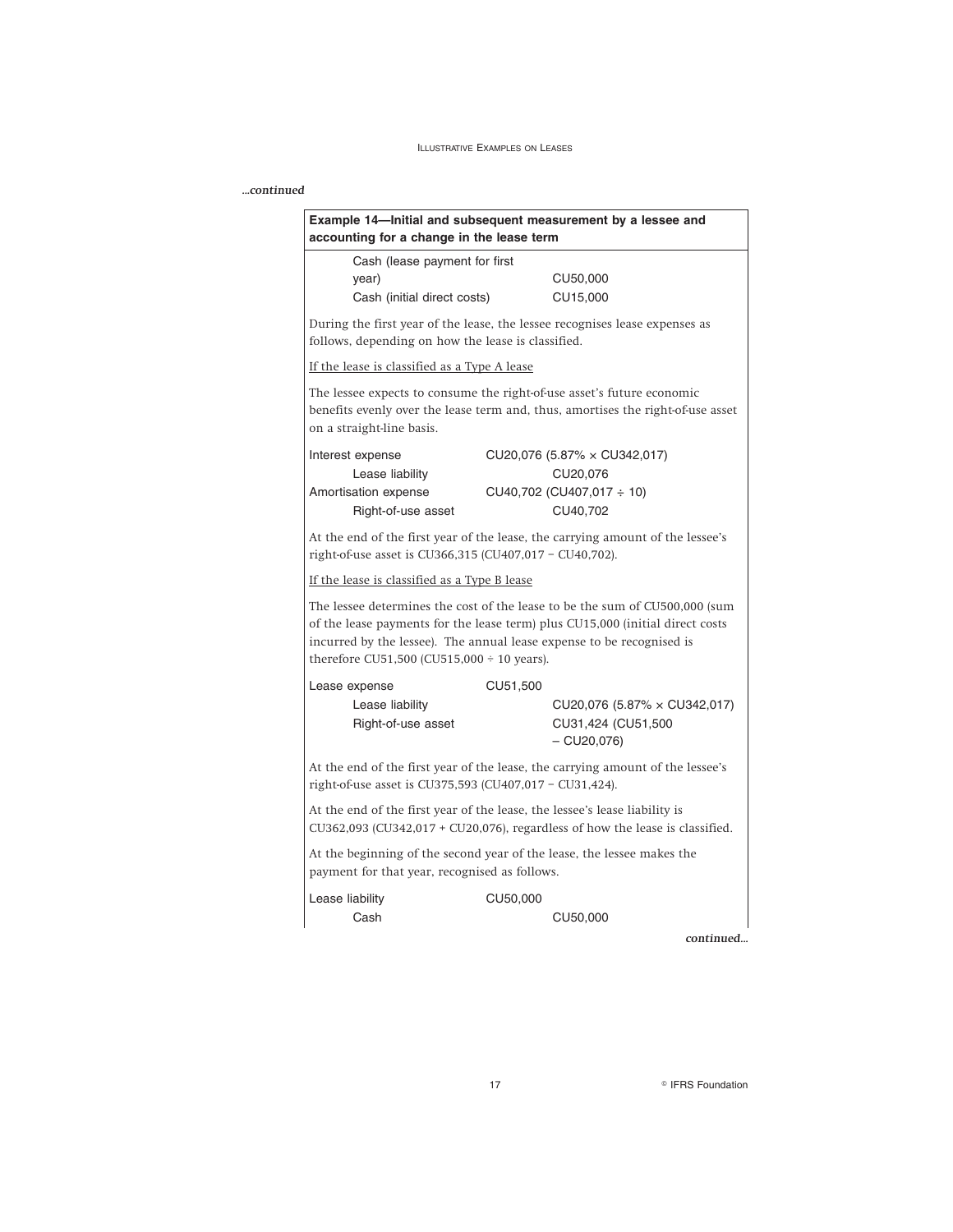*...continued*

**Example 14—Initial and subsequent measurement by a lessee and accounting for a change in the lease term**

| | |
|---|---|
| Cash (lease payment for first year) | CU50,000 |
| Cash (initial direct costs) | CU15,000 |

During the first year of the lease, the lessee recognises lease expenses as follows, depending on how the lease is classified.

<u>If the lease is classified as a Type A lease</u>

The lessee expects to consume the right-of-use asset's future economic benefits evenly over the lease term and, thus, amortises the right-of-use asset on a straight-line basis.

| | | |
|---|---|---|
| Interest expense | CU20,076 (5.87% × CU342,017) | |
| Lease liability | | CU20,076 |
| Amortisation expense | CU40,702 (CU407,017 ÷ 10) | |
| Right-of-use asset | | CU40,702 |

At the end of the first year of the lease, the carrying amount of the lessee's right-of-use asset is CU366,315 (CU407,017 – CU40,702).

<u>If the lease is classified as a Type B lease</u>

The lessee determines the cost of the lease to be the sum of CU500,000 (sum of the lease payments for the lease term) plus CU15,000 (initial direct costs incurred by the lessee). The annual lease expense to be recognised is therefore CU51,500 (CU515,000 ÷ 10 years).

| | | |
|---|---|---|
| Lease expense | CU51,500 | |
| Lease liability | | CU20,076 (5.87% × CU342,017) |
| Right-of-use asset | | CU31,424 (CU51,500 – CU20,076) |

At the end of the first year of the lease, the carrying amount of the lessee's right-of-use asset is CU375,593 (CU407,017 – CU31,424).

At the end of the first year of the lease, the lessee's lease liability is CU362,093 (CU342,017 + CU20,076), regardless of how the lease is classified.

At the beginning of the second year of the lease, the lessee makes the payment for that year, recognised as follows.

| | | |
|---|---|---|
| Lease liability | CU50,000 | |
| Cash | | CU50,000 |

*continued...*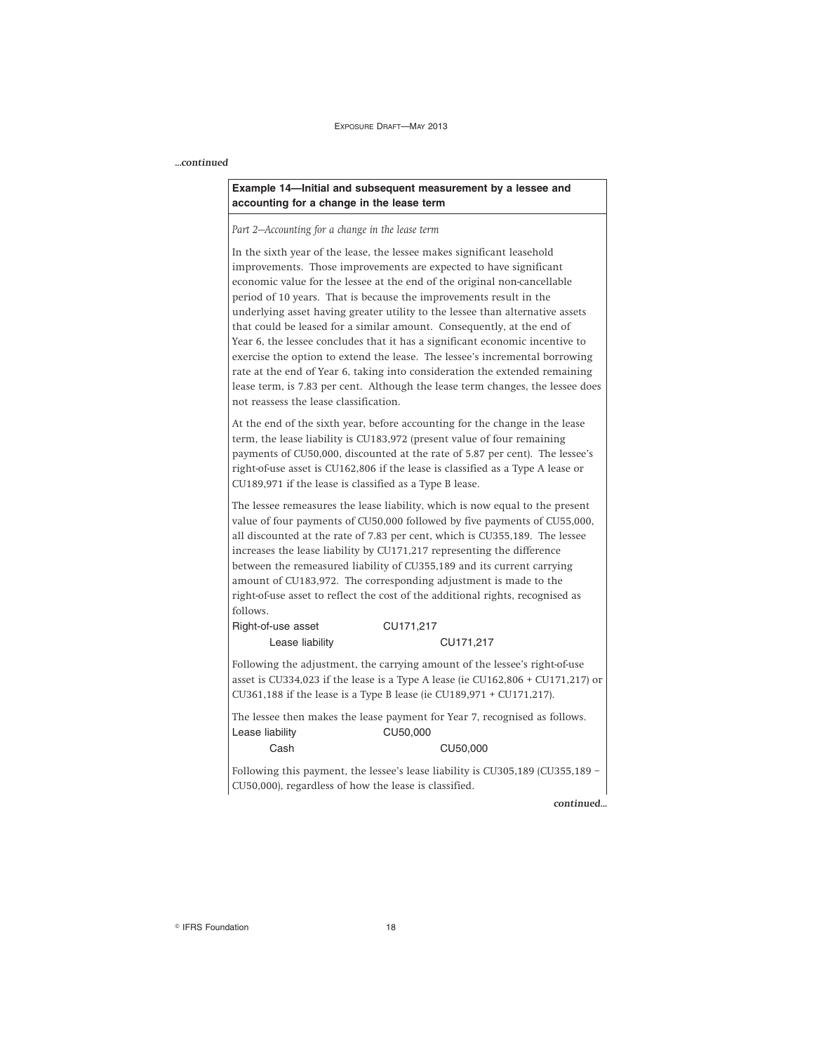*...continued*

**Example 14—Initial and subsequent measurement by a lessee and accounting for a change in the lease term**

*Part 2—Accounting for a change in the lease term*

In the sixth year of the lease, the lessee makes significant leasehold improvements. Those improvements are expected to have significant economic value for the lessee at the end of the original non-cancellable period of 10 years. That is because the improvements result in the underlying asset having greater utility to the lessee than alternative assets that could be leased for a similar amount. Consequently, at the end of Year 6, the lessee concludes that it has a significant economic incentive to exercise the option to extend the lease. The lessee's incremental borrowing rate at the end of Year 6, taking into consideration the extended remaining lease term, is 7.83 per cent. Although the lease term changes, the lessee does not reassess the lease classification.

At the end of the sixth year, before accounting for the change in the lease term, the lease liability is CU183,972 (present value of four remaining payments of CU50,000, discounted at the rate of 5.87 per cent). The lessee's right-of-use asset is CU162,806 if the lease is classified as a Type A lease or CU189,971 if the lease is classified as a Type B lease.

The lessee remeasures the lease liability, which is now equal to the present value of four payments of CU50,000 followed by five payments of CU55,000, all discounted at the rate of 7.83 per cent, which is CU355,189. The lessee increases the lease liability by CU171,217 representing the difference between the remeasured liability of CU355,189 and its current carrying amount of CU183,972. The corresponding adjustment is made to the right-of-use asset to reflect the cost of the additional rights, recognised as follows.

| | | |
|---|---|---|
| Right-of-use asset | CU171,217 | |
| Lease liability | | CU171,217 |

Following the adjustment, the carrying amount of the lessee's right-of-use asset is CU334,023 if the lease is a Type A lease (ie CU162,806 + CU171,217) or CU361,188 if the lease is a Type B lease (ie CU189,971 + CU171,217).

The lessee then makes the lease payment for Year 7, recognised as follows.

| | | |
|---|---|---|
| Lease liability | CU50,000 | |
| Cash | | CU50,000 |

Following this payment, the lessee's lease liability is CU305,189 (CU355,189 – CU50,000), regardless of how the lease is classified.

*continued...*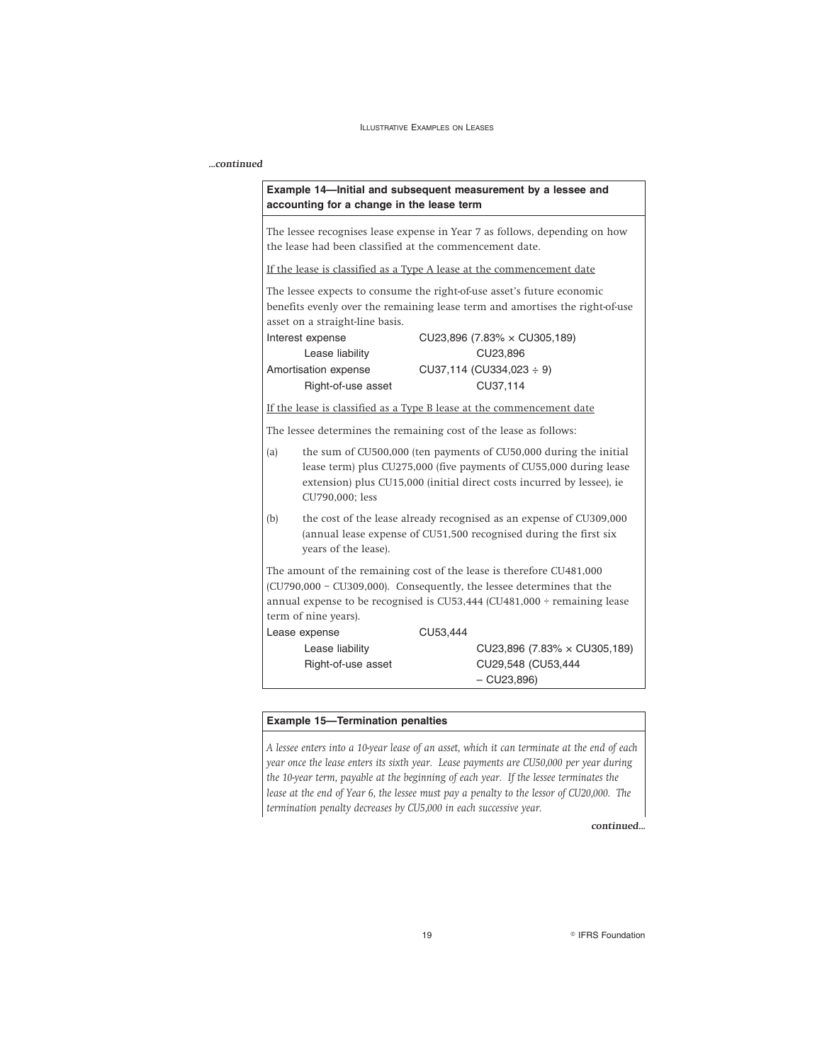*...continued*

**Example 14—Initial and subsequent measurement by a lessee and accounting for a change in the lease term**

The lessee recognises lease expense in Year 7 as follows, depending on how the lease had been classified at the commencement date.

If the lease is classified as a Type A lease at the commencement date

The lessee expects to consume the right-of-use asset's future economic benefits evenly over the remaining lease term and amortises the right-of-use asset on a straight-line basis.

| | | |
|---|---|---|
| Interest expense | CU23,896 (7.83% × CU305,189) | |
| Lease liability | | CU23,896 |
| Amortisation expense | CU37,114 (CU334,023 ÷ 9) | |
| Right-of-use asset | | CU37,114 |

If the lease is classified as a Type B lease at the commencement date

The lessee determines the remaining cost of the lease as follows:

(a) the sum of CU500,000 (ten payments of CU50,000 during the initial lease term) plus CU275,000 (five payments of CU55,000 during lease extension) plus CU15,000 (initial direct costs incurred by lessee), ie CU790,000; less

(b) the cost of the lease already recognised as an expense of CU309,000 (annual lease expense of CU51,500 recognised during the first six years of the lease).

The amount of the remaining cost of the lease is therefore CU481,000 (CU790,000 – CU309,000). Consequently, the lessee determines that the annual expense to be recognised is CU53,444 (CU481,000 ÷ remaining lease term of nine years).

| | | |
|---|---|---|
| Lease expense | CU53,444 | |
| Lease liability | | CU23,896 (7.83% × CU305,189) |
| Right-of-use asset | | CU29,548 (CU53,444 – CU23,896) |

**Example 15—Termination penalties**

*A lessee enters into a 10-year lease of an asset, which it can terminate at the end of each year once the lease enters its sixth year. Lease payments are CU50,000 per year during the 10-year term, payable at the beginning of each year. If the lessee terminates the lease at the end of Year 6, the lessee must pay a penalty to the lessor of CU20,000. The termination penalty decreases by CU5,000 in each successive year.*

*continued...*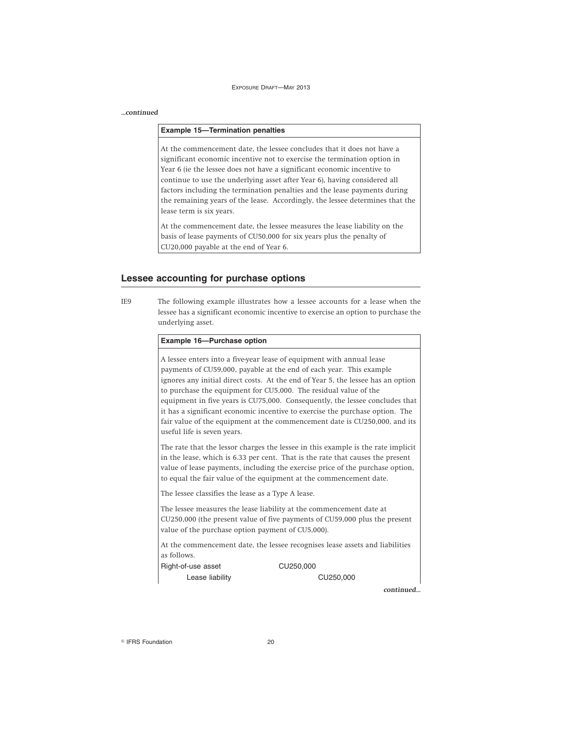*...continued*

**Example 15—Termination penalties**

At the commencement date, the lessee concludes that it does not have a significant economic incentive not to exercise the termination option in Year 6 (ie the lessee does not have a significant economic incentive to continue to use the underlying asset after Year 6), having considered all factors including the termination penalties and the lease payments during the remaining years of the lease. Accordingly, the lessee determines that the lease term is six years.

At the commencement date, the lessee measures the lease liability on the basis of lease payments of CU50,000 for six years plus the penalty of CU20,000 payable at the end of Year 6.

## Lessee accounting for purchase options

IE9 The following example illustrates how a lessee accounts for a lease when the lessee has a significant economic incentive to exercise an option to purchase the underlying asset.

**Example 16—Purchase option**

A lessee enters into a five-year lease of equipment with annual lease payments of CU59,000, payable at the end of each year. This example ignores any initial direct costs. At the end of Year 5, the lessee has an option to purchase the equipment for CU5,000. The residual value of the equipment in five years is CU75,000. Consequently, the lessee concludes that it has a significant economic incentive to exercise the purchase option. The fair value of the equipment at the commencement date is CU250,000, and its useful life is seven years.

The rate that the lessor charges the lessee in this example is the rate implicit in the lease, which is 6.33 per cent. That is the rate that causes the present value of lease payments, including the exercise price of the purchase option, to equal the fair value of the equipment at the commencement date.

The lessee classifies the lease as a Type A lease.

The lessee measures the lease liability at the commencement date at CU250,000 (the present value of five payments of CU59,000 plus the present value of the purchase option payment of CU5,000).

At the commencement date, the lessee recognises lease assets and liabilities as follows.

| | | |
|---|---|---|
| Right-of-use asset | CU250,000 | |
| Lease liability | | CU250,000 |

*continued...*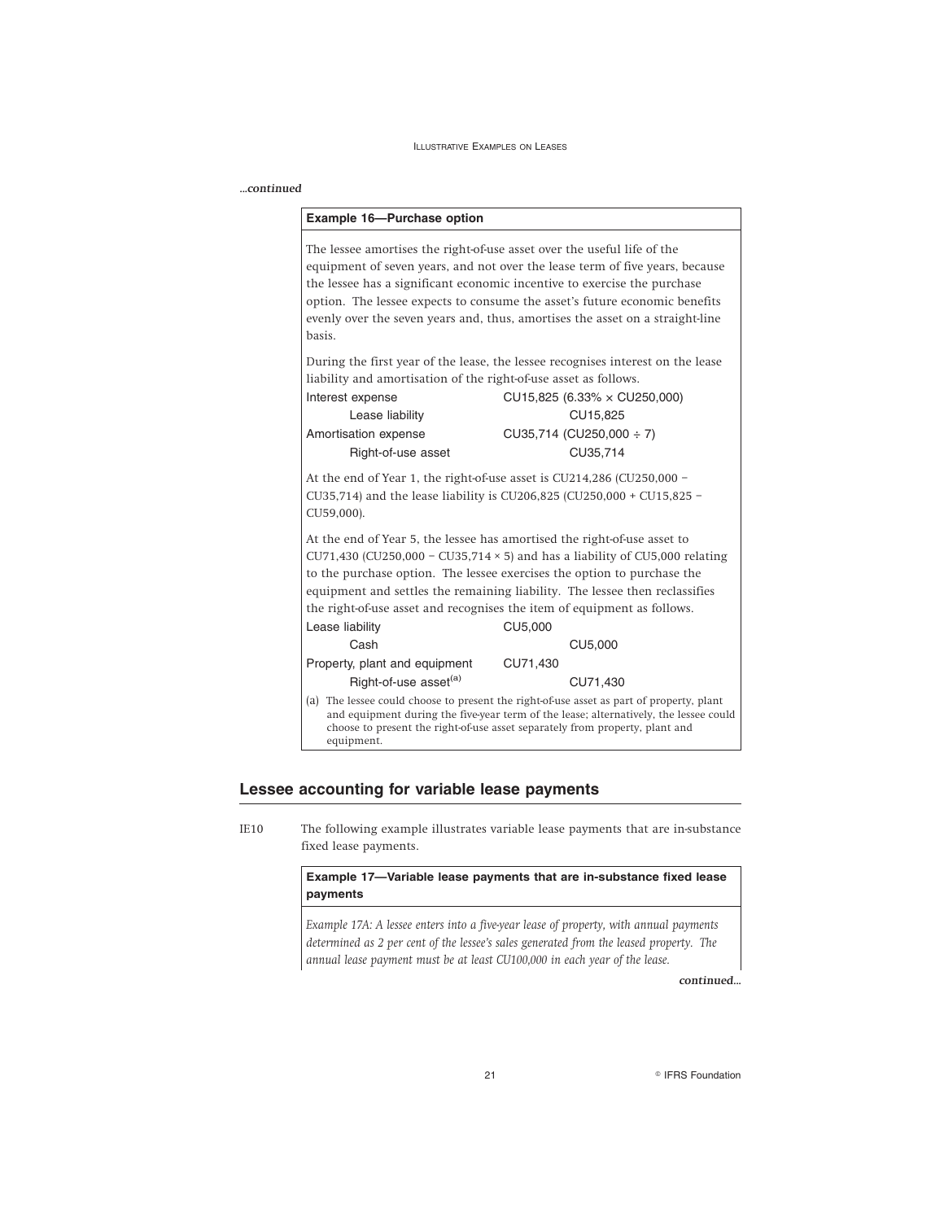*...continued*

**Example 16—Purchase option**

The lessee amortises the right-of-use asset over the useful life of the equipment of seven years, and not over the lease term of five years, because the lessee has a significant economic incentive to exercise the purchase option. The lessee expects to consume the asset's future economic benefits evenly over the seven years and, thus, amortises the asset on a straight-line basis.

During the first year of the lease, the lessee recognises interest on the lease liability and amortisation of the right-of-use asset as follows.

| | | |
|---|---|---|
| Interest expense | CU15,825 (6.33% × CU250,000) | |
| Lease liability | | CU15,825 |
| Amortisation expense | CU35,714 (CU250,000 ÷ 7) | |
| Right-of-use asset | | CU35,714 |

At the end of Year 1, the right-of-use asset is CU214,286 (CU250,000 − CU35,714) and the lease liability is CU206,825 (CU250,000 + CU15,825 − CU59,000).

At the end of Year 5, the lessee has amortised the right-of-use asset to CU71,430 (CU250,000 − CU35,714 × 5) and has a liability of CU5,000 relating to the purchase option. The lessee exercises the option to purchase the equipment and settles the remaining liability. The lessee then reclassifies the right-of-use asset and recognises the item of equipment as follows.

| | | |
|---|---|---|
| Lease liability | CU5,000 | |
| Cash | | CU5,000 |
| Property, plant and equipment | CU71,430 | |
| Right-of-use asset[(a)] | | CU71,430 |

(a) The lessee could choose to present the right-of-use asset as part of property, plant and equipment during the five-year term of the lease; alternatively, the lessee could choose to present the right-of-use asset separately from property, plant and equipment.

## Lessee accounting for variable lease payments

IE10 The following example illustrates variable lease payments that are in-substance fixed lease payments.

**Example 17—Variable lease payments that are in-substance fixed lease payments**

*Example 17A: A lessee enters into a five-year lease of property, with annual payments determined as 2 per cent of the lessee's sales generated from the leased property. The annual lease payment must be at least CU100,000 in each year of the lease.*

*continued...*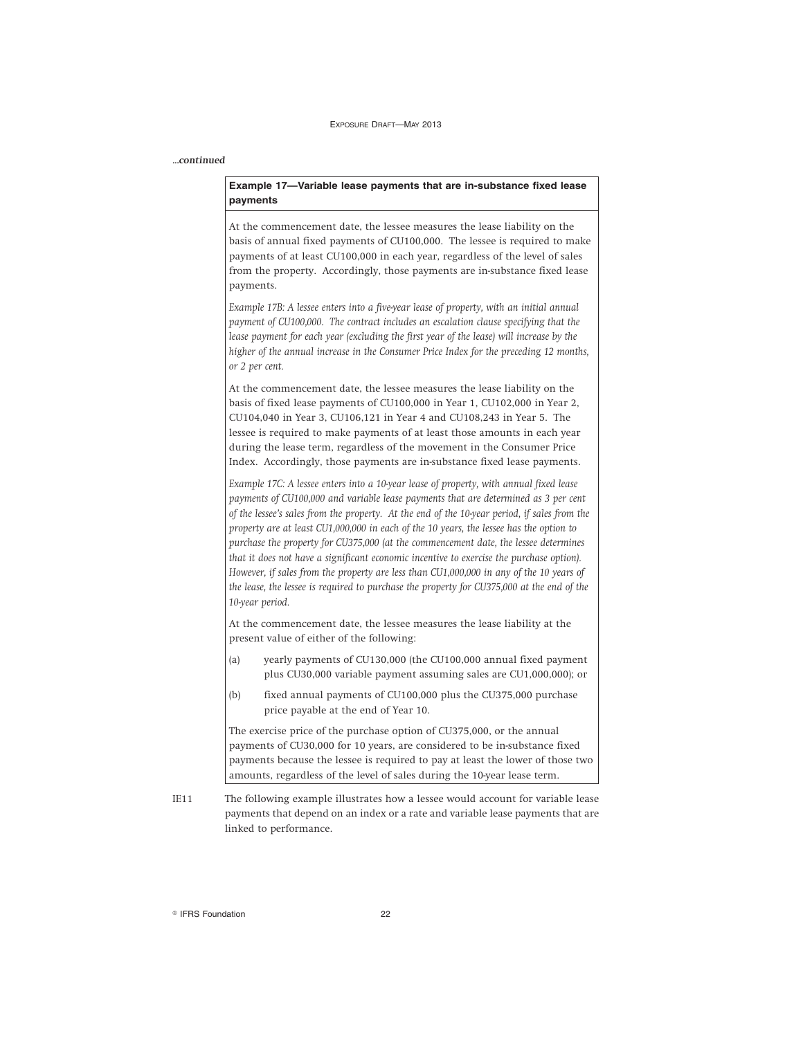*...continued*

**Example 17—Variable lease payments that are in-substance fixed lease payments**

At the commencement date, the lessee measures the lease liability on the basis of annual fixed payments of CU100,000. The lessee is required to make payments of at least CU100,000 in each year, regardless of the level of sales from the property. Accordingly, those payments are in-substance fixed lease payments.

*Example 17B: A lessee enters into a five-year lease of property, with an initial annual payment of CU100,000. The contract includes an escalation clause specifying that the lease payment for each year (excluding the first year of the lease) will increase by the higher of the annual increase in the Consumer Price Index for the preceding 12 months, or 2 per cent.*

At the commencement date, the lessee measures the lease liability on the basis of fixed lease payments of CU100,000 in Year 1, CU102,000 in Year 2, CU104,040 in Year 3, CU106,121 in Year 4 and CU108,243 in Year 5. The lessee is required to make payments of at least those amounts in each year during the lease term, regardless of the movement in the Consumer Price Index. Accordingly, those payments are in-substance fixed lease payments.

*Example 17C: A lessee enters into a 10-year lease of property, with annual fixed lease payments of CU100,000 and variable lease payments that are determined as 3 per cent of the lessee's sales from the property. At the end of the 10-year period, if sales from the property are at least CU1,000,000 in each of the 10 years, the lessee has the option to purchase the property for CU375,000 (at the commencement date, the lessee determines that it does not have a significant economic incentive to exercise the purchase option). However, if sales from the property are less than CU1,000,000 in any of the 10 years of the lease, the lessee is required to purchase the property for CU375,000 at the end of the 10-year period.*

At the commencement date, the lessee measures the lease liability at the present value of either of the following:

(a) yearly payments of CU130,000 (the CU100,000 annual fixed payment plus CU30,000 variable payment assuming sales are CU1,000,000); or

(b) fixed annual payments of CU100,000 plus the CU375,000 purchase price payable at the end of Year 10.

The exercise price of the purchase option of CU375,000, or the annual payments of CU30,000 for 10 years, are considered to be in-substance fixed payments because the lessee is required to pay at least the lower of those two amounts, regardless of the level of sales during the 10-year lease term.

IE11 The following example illustrates how a lessee would account for variable lease payments that depend on an index or a rate and variable lease payments that are linked to performance.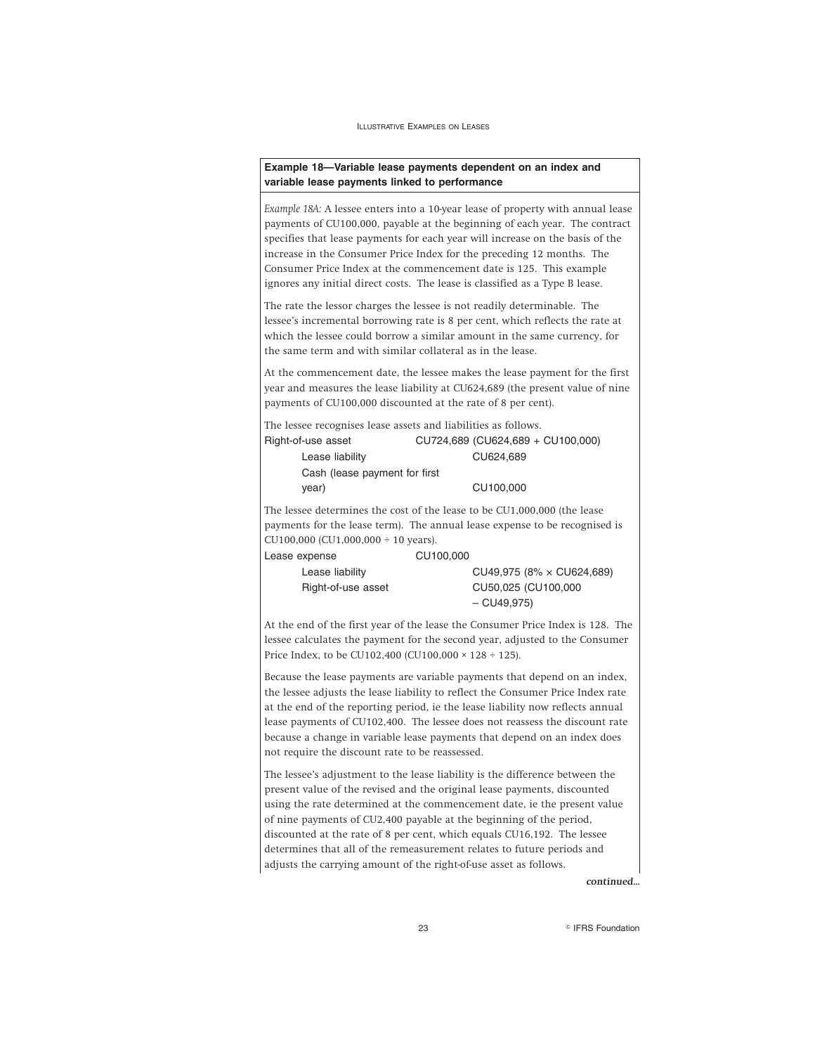**Example 18—Variable lease payments dependent on an index and variable lease payments linked to performance**

*Example 18A:* A lessee enters into a 10-year lease of property with annual lease payments of CU100,000, payable at the beginning of each year. The contract specifies that lease payments for each year will increase on the basis of the increase in the Consumer Price Index for the preceding 12 months. The Consumer Price Index at the commencement date is 125. This example ignores any initial direct costs. The lease is classified as a Type B lease.

The rate the lessor charges the lessee is not readily determinable. The lessee's incremental borrowing rate is 8 per cent, which reflects the rate at which the lessee could borrow a similar amount in the same currency, for the same term and with similar collateral as in the lease.

At the commencement date, the lessee makes the lease payment for the first year and measures the lease liability at CU624,689 (the present value of nine payments of CU100,000 discounted at the rate of 8 per cent).

The lessee recognises lease assets and liabilities as follows.

| | | |
|---|---|---|
| Right-of-use asset | CU724,689 (CU624,689 + CU100,000) | |
| Lease liability | | CU624,689 |
| Cash (lease payment for first year) | | CU100,000 |

The lessee determines the cost of the lease to be CU1,000,000 (the lease payments for the lease term). The annual lease expense to be recognised is CU100,000 (CU1,000,000 ÷ 10 years).

| | | |
|---|---|---|
| Lease expense | CU100,000 | |
| Lease liability | | CU49,975 (8% × CU624,689) |
| Right-of-use asset | | CU50,025 (CU100,000 – CU49,975) |

At the end of the first year of the lease the Consumer Price Index is 128. The lessee calculates the payment for the second year, adjusted to the Consumer Price Index, to be CU102,400 (CU100,000 × 128 ÷ 125).

Because the lease payments are variable payments that depend on an index, the lessee adjusts the lease liability to reflect the Consumer Price Index rate at the end of the reporting period, ie the lease liability now reflects annual lease payments of CU102,400. The lessee does not reassess the discount rate because a change in variable lease payments that depend on an index does not require the discount rate to be reassessed.

The lessee's adjustment to the lease liability is the difference between the present value of the revised and the original lease payments, discounted using the rate determined at the commencement date, ie the present value of nine payments of CU2,400 payable at the beginning of the period, discounted at the rate of 8 per cent, which equals CU16,192. The lessee determines that all of the remeasurement relates to future periods and adjusts the carrying amount of the right-of-use asset as follows.

*continued...*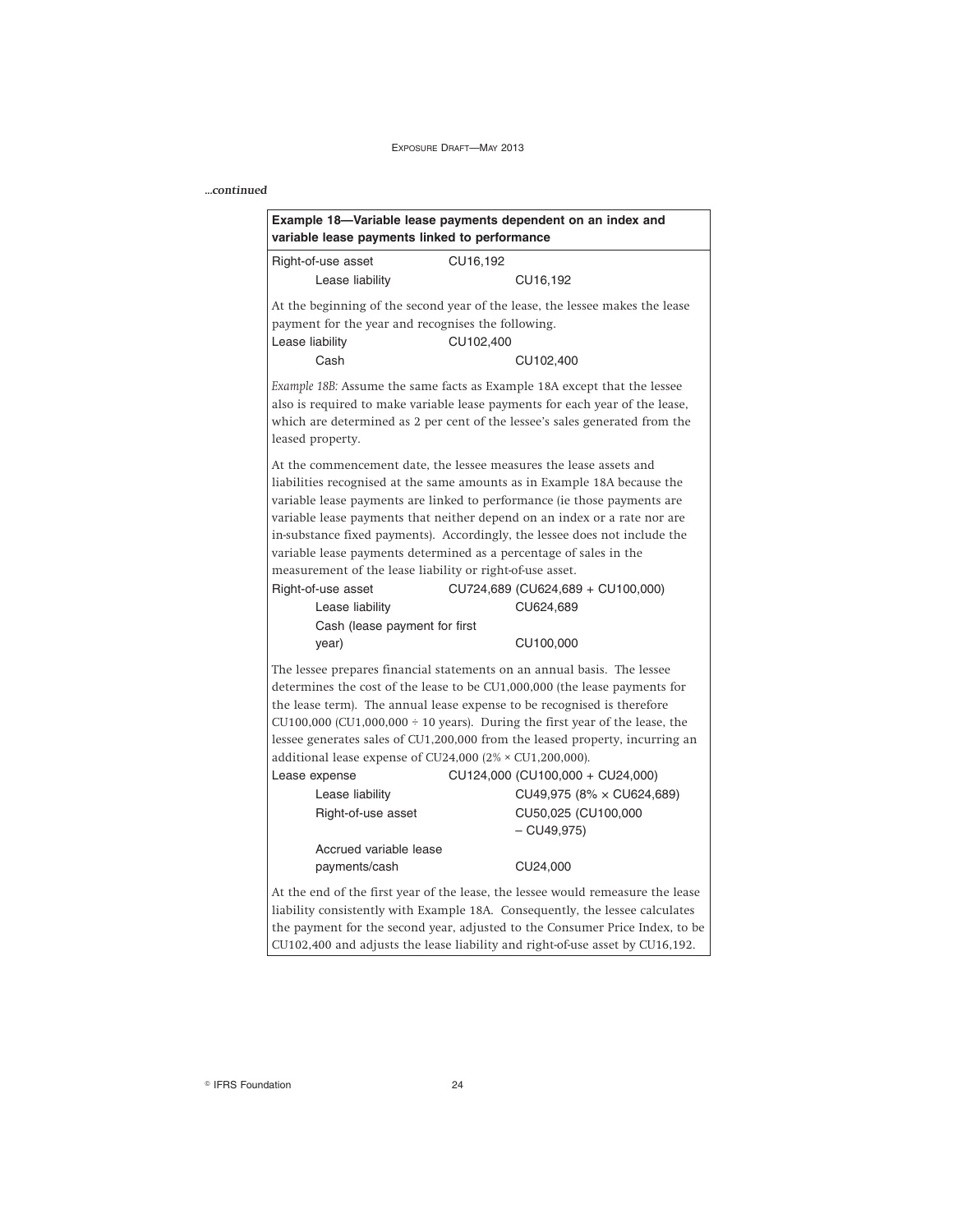*...continued*

**Example 18—Variable lease payments dependent on an index and variable lease payments linked to performance**

| | | |
|---|---|---|
| Right-of-use asset | CU16,192 | |
| Lease liability | | CU16,192 |

At the beginning of the second year of the lease, the lessee makes the lease payment for the year and recognises the following.

| | | |
|---|---|---|
| Lease liability | CU102,400 | |
| Cash | | CU102,400 |

*Example 18B:* Assume the same facts as Example 18A except that the lessee also is required to make variable lease payments for each year of the lease, which are determined as 2 per cent of the lessee's sales generated from the leased property.

At the commencement date, the lessee measures the lease assets and liabilities recognised at the same amounts as in Example 18A because the variable lease payments are linked to performance (ie those payments are variable lease payments that neither depend on an index or a rate nor are in-substance fixed payments). Accordingly, the lessee does not include the variable lease payments determined as a percentage of sales in the measurement of the lease liability or right-of-use asset.

| | | |
|---|---|---|
| Right-of-use asset | CU724,689 (CU624,689 + CU100,000) | |
| Lease liability | | CU624,689 |
| Cash (lease payment for first year) | | CU100,000 |

The lessee prepares financial statements on an annual basis. The lessee determines the cost of the lease to be CU1,000,000 (the lease payments for the lease term). The annual lease expense to be recognised is therefore CU100,000 (CU1,000,000 ÷ 10 years). During the first year of the lease, the lessee generates sales of CU1,200,000 from the leased property, incurring an additional lease expense of CU24,000 (2% × CU1,200,000).

| | | |
|---|---|---|
| Lease expense | CU124,000 (CU100,000 + CU24,000) | |
| Lease liability | | CU49,975 (8% × CU624,689) |
| Right-of-use asset | | CU50,025 (CU100,000 – CU49,975) |
| Accrued variable lease payments/cash | | CU24,000 |

At the end of the first year of the lease, the lessee would remeasure the lease liability consistently with Example 18A. Consequently, the lessee calculates the payment for the second year, adjusted to the Consumer Price Index, to be CU102,400 and adjusts the lease liability and right-of-use asset by CU16,192.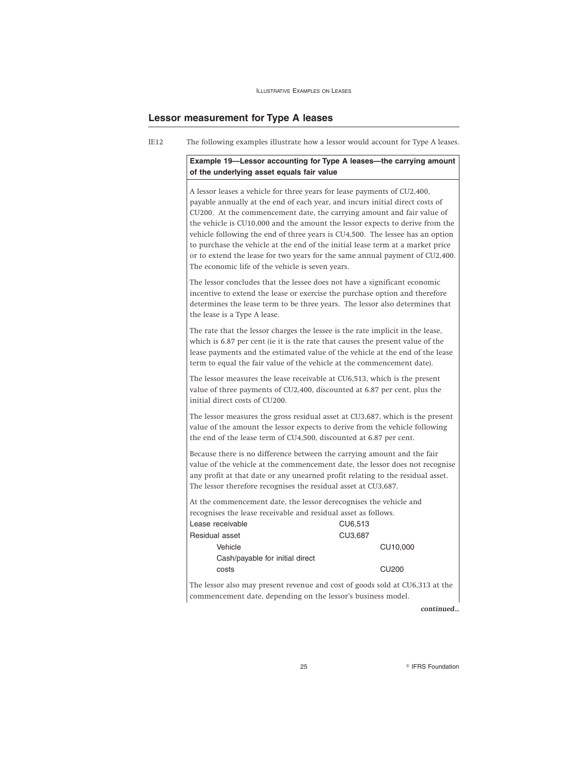## Lessor measurement for Type A leases

IE12 The following examples illustrate how a lessor would account for Type A leases.

**Example 19—Lessor accounting for Type A leases—the carrying amount of the underlying asset equals fair value**

A lessor leases a vehicle for three years for lease payments of CU2,400, payable annually at the end of each year, and incurs initial direct costs of CU200. At the commencement date, the carrying amount and fair value of the vehicle is CU10,000 and the amount the lessor expects to derive from the vehicle following the end of three years is CU4,500. The lessee has an option to purchase the vehicle at the end of the initial lease term at a market price or to extend the lease for two years for the same annual payment of CU2,400. The economic life of the vehicle is seven years.

The lessor concludes that the lessee does not have a significant economic incentive to extend the lease or exercise the purchase option and therefore determines the lease term to be three years. The lessor also determines that the lease is a Type A lease.

The rate that the lessor charges the lessee is the rate implicit in the lease, which is 6.87 per cent (ie it is the rate that causes the present value of the lease payments and the estimated value of the vehicle at the end of the lease term to equal the fair value of the vehicle at the commencement date).

The lessor measures the lease receivable at CU6,513, which is the present value of three payments of CU2,400, discounted at 6.87 per cent, plus the initial direct costs of CU200.

The lessor measures the gross residual asset at CU3,687, which is the present value of the amount the lessor expects to derive from the vehicle following the end of the lease term of CU4,500, discounted at 6.87 per cent.

Because there is no difference between the carrying amount and the fair value of the vehicle at the commencement date, the lessor does not recognise any profit at that date or any unearned profit relating to the residual asset. The lessor therefore recognises the residual asset at CU3,687.

At the commencement date, the lessor derecognises the vehicle and recognises the lease receivable and residual asset as follows.

| | | |
|---|---|---|
| Lease receivable | CU6,513 | |
| Residual asset | CU3,687 | |
| Vehicle | | CU10,000 |
| Cash/payable for initial direct costs | | CU200 |

The lessor also may present revenue and cost of goods sold at CU6,313 at the commencement date, depending on the lessor's business model.

*continued...*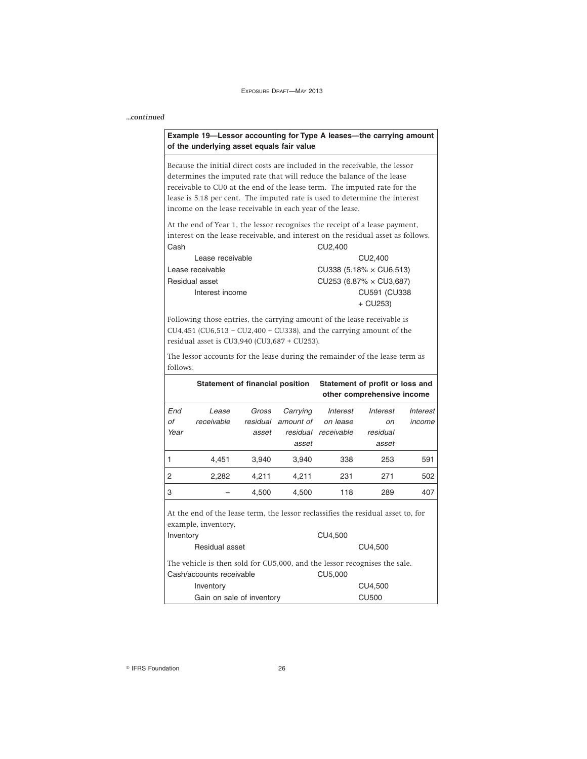*...continued*

**Example 19—Lessor accounting for Type A leases—the carrying amount of the underlying asset equals fair value**

Because the initial direct costs are included in the receivable, the lessor determines the imputed rate that will reduce the balance of the lease receivable to CU0 at the end of the lease term. The imputed rate for the lease is 5.18 per cent. The imputed rate is used to determine the interest income on the lease receivable in each year of the lease.

At the end of Year 1, the lessor recognises the receipt of a lease payment, interest on the lease receivable, and interest on the residual asset as follows.

| | | |
|---|---|---|
| Cash | CU2,400 | |
| Lease receivable | | CU2,400 |
| Lease receivable | CU338 (5.18% × CU6,513) | |
| Residual asset | CU253 (6.87% × CU3,687) | |
| Interest income | | CU591 (CU338 + CU253) |

Following those entries, the carrying amount of the lease receivable is CU4,451 (CU6,513 − CU2,400 + CU338), and the carrying amount of the residual asset is CU3,940 (CU3,687 + CU253).

The lessor accounts for the lease during the remainder of the lease term as follows.

| | Statement of financial position | | | Statement of profit or loss and other comprehensive income | | |
|---|---|---|---|---|---|---|
| *End of Year* | *Lease receivable* | *Gross residual asset* | *Carrying amount of residual asset* | *Interest on lease receivable* | *Interest on residual asset* | *Interest income* |
| 1 | 4,451 | 3,940 | 3,940 | 338 | 253 | 591 |
| 2 | 2,282 | 4,211 | 4,211 | 231 | 271 | 502 |
| 3 | – | 4,500 | 4,500 | 118 | 289 | 407 |

At the end of the lease term, the lessor reclassifies the residual asset to, for example, inventory.

| | | |
|---|---|---|
| Inventory | CU4,500 | |
| Residual asset | | CU4,500 |

The vehicle is then sold for CU5,000, and the lessor recognises the sale.

| | | |
|---|---|---|
| Cash/accounts receivable | CU5,000 | |
| Inventory | | CU4,500 |
| Gain on sale of inventory | | CU500 |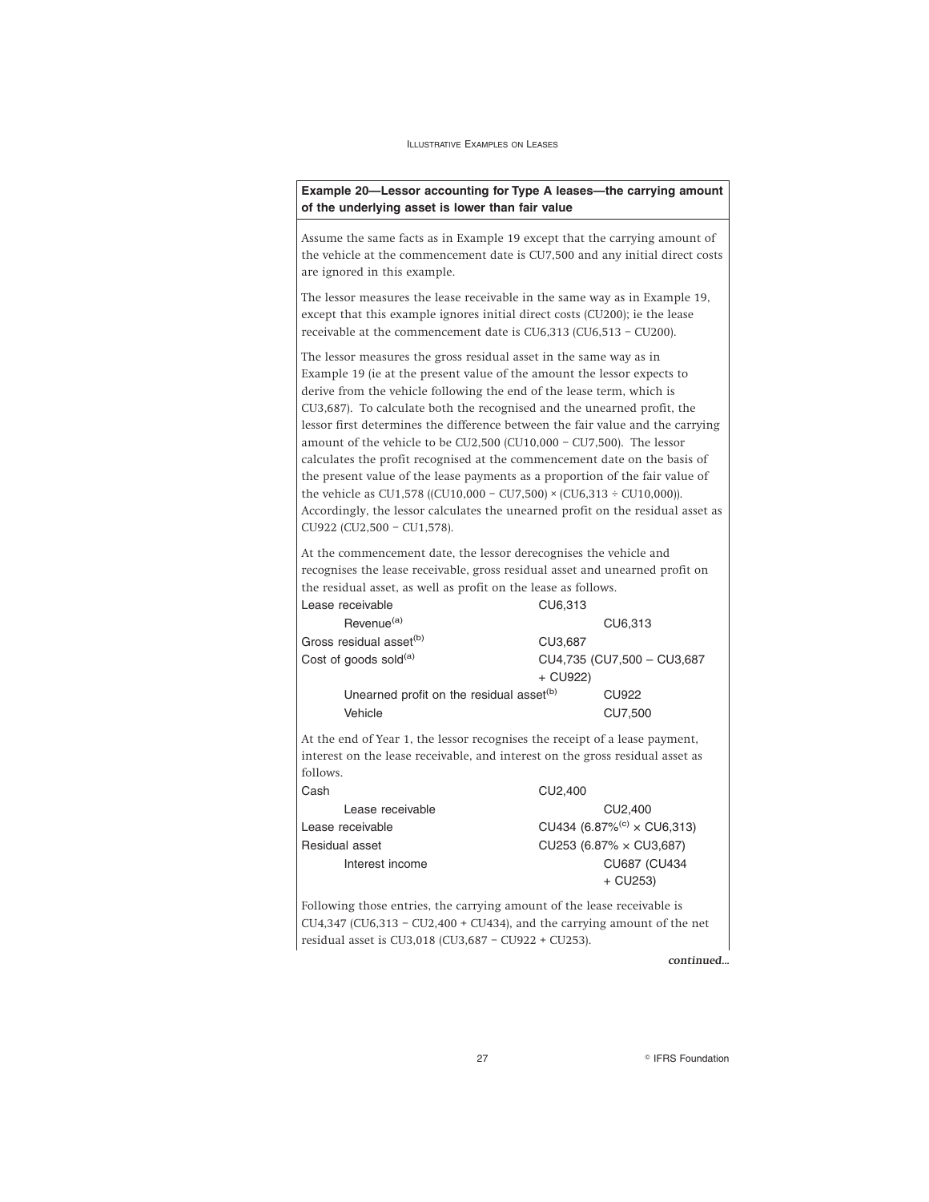**Example 20—Lessor accounting for Type A leases—the carrying amount of the underlying asset is lower than fair value**

Assume the same facts as in Example 19 except that the carrying amount of the vehicle at the commencement date is CU7,500 and any initial direct costs are ignored in this example.

The lessor measures the lease receivable in the same way as in Example 19, except that this example ignores initial direct costs (CU200); ie the lease receivable at the commencement date is CU6,313 (CU6,513 − CU200).

The lessor measures the gross residual asset in the same way as in Example 19 (ie at the present value of the amount the lessor expects to derive from the vehicle following the end of the lease term, which is CU3,687). To calculate both the recognised and the unearned profit, the lessor first determines the difference between the fair value and the carrying amount of the vehicle to be CU2,500 (CU10,000 − CU7,500). The lessor calculates the profit recognised at the commencement date on the basis of the present value of the lease payments as a proportion of the fair value of the vehicle as CU1,578 ((CU10,000 − CU7,500) × (CU6,313 ÷ CU10,000)). Accordingly, the lessor calculates the unearned profit on the residual asset as CU922 (CU2,500 − CU1,578).

At the commencement date, the lessor derecognises the vehicle and recognises the lease receivable, gross residual asset and unearned profit on the residual asset, as well as profit on the lease as follows.

| | | |
|---|---|---|
| Lease receivable | CU6,313 | |
| Revenue[(a)] | | CU6,313 |
| Gross residual asset[(b)] | CU3,687 | |
| Cost of goods sold[(a)] | CU4,735 (CU7,500 – CU3,687 + CU922) | |
| Unearned profit on the residual asset[(b)] | | CU922 |
| Vehicle | | CU7,500 |

At the end of Year 1, the lessor recognises the receipt of a lease payment, interest on the lease receivable, and interest on the gross residual asset as follows.

| | | |
|---|---|---|
| Cash | CU2,400 | |
| Lease receivable | | CU2,400 |
| Lease receivable | CU434 (6.87%[(c)] × CU6,313) | |
| Residual asset | CU253 (6.87% × CU3,687) | |
| Interest income | | CU687 (CU434 + CU253) |

Following those entries, the carrying amount of the lease receivable is CU4,347 (CU6,313 − CU2,400 + CU434), and the carrying amount of the net residual asset is CU3,018 (CU3,687 − CU922 + CU253).

*continued...*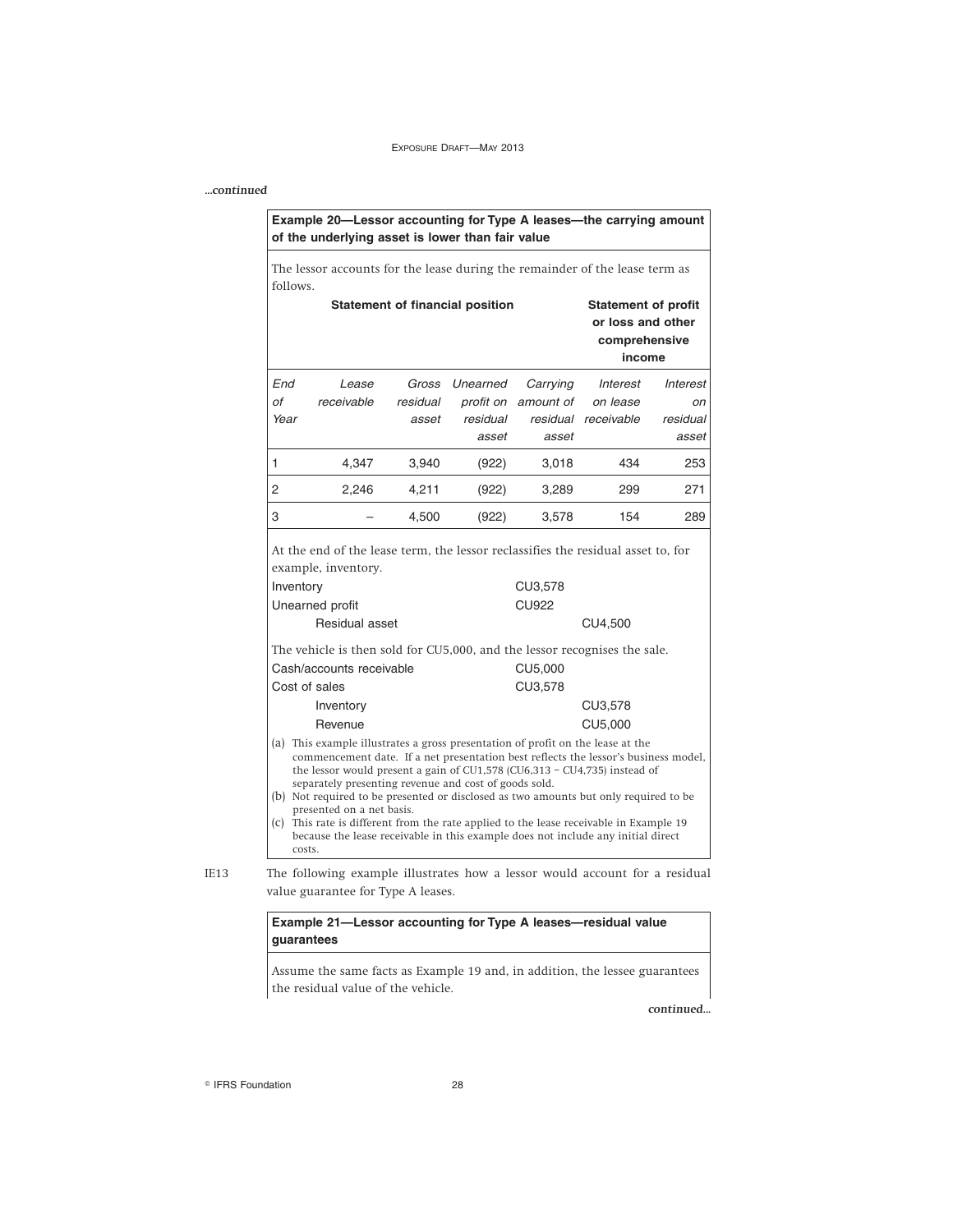*...continued*

**Example 20—Lessor accounting for Type A leases—the carrying amount of the underlying asset is lower than fair value**

The lessor accounts for the lease during the remainder of the lease term as follows.

| | Statement of financial position | | | | Statement of profit or loss and other comprehensive income | |
|---|---|---|---|---|---|---|
| *End of Year* | *Lease receivable* | *Gross residual asset* | *Unearned profit on residual asset* | *Carrying amount of residual asset* | *Interest on lease receivable* | *Interest on residual asset* |
| 1 | 4,347 | 3,940 | (922) | 3,018 | 434 | 253 |
| 2 | 2,246 | 4,211 | (922) | 3,289 | 299 | 271 |
| 3 | – | 4,500 | (922) | 3,578 | 154 | 289 |

At the end of the lease term, the lessor reclassifies the residual asset to, for example, inventory.

| | | |
|---|---|---|
| Inventory | CU3,578 | |
| Unearned profit | CU922 | |
| Residual asset | | CU4,500 |

The vehicle is then sold for CU5,000, and the lessor recognises the sale.

| | | |
|---|---|---|
| Cash/accounts receivable | CU5,000 | |
| Cost of sales | CU3,578 | |
| Inventory | | CU3,578 |
| Revenue | | CU5,000 |

(a) This example illustrates a gross presentation of profit on the lease at the commencement date. If a net presentation best reflects the lessor's business model, the lessor would present a gain of CU1,578 (CU6,313 – CU4,735) instead of separately presenting revenue and cost of goods sold.

(b) Not required to be presented or disclosed as two amounts but only required to be presented on a net basis.

(c) This rate is different from the rate applied to the lease receivable in Example 19 because the lease receivable in this example does not include any initial direct costs.

IE13 The following example illustrates how a lessor would account for a residual value guarantee for Type A leases.

**Example 21—Lessor accounting for Type A leases—residual value guarantees**

Assume the same facts as Example 19 and, in addition, the lessee guarantees the residual value of the vehicle.

*continued...*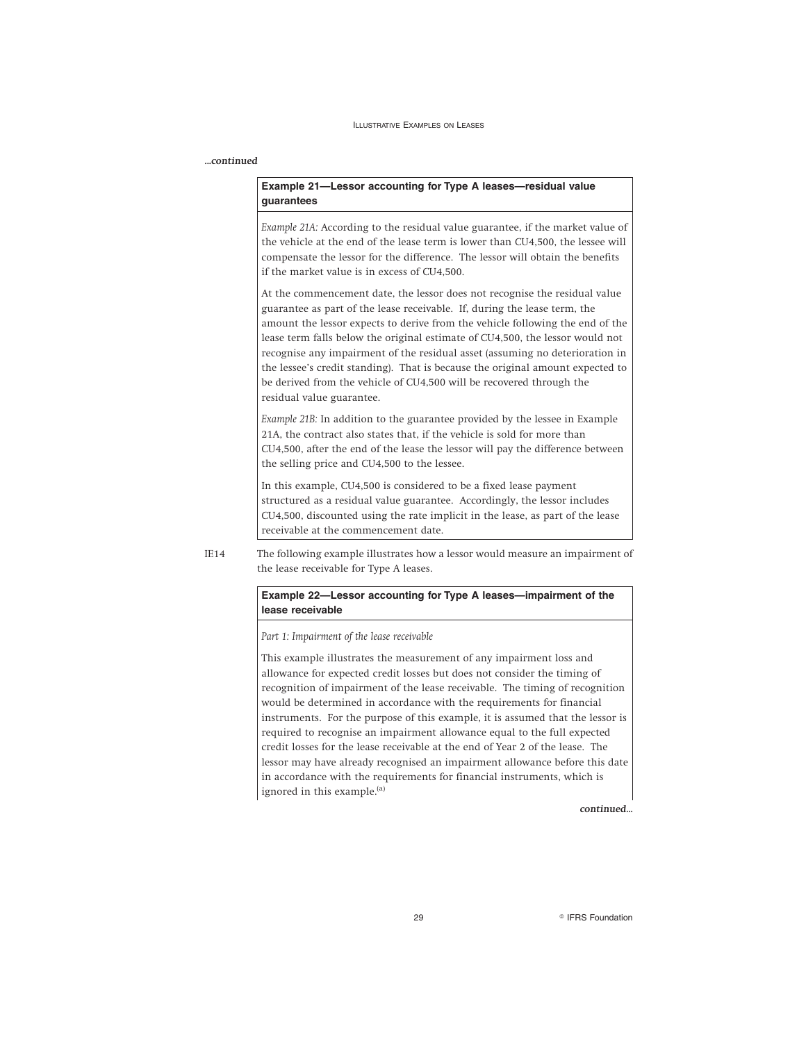*...continued*

**Example 21—Lessor accounting for Type A leases—residual value guarantees**

*Example 21A:* According to the residual value guarantee, if the market value of the vehicle at the end of the lease term is lower than CU4,500, the lessee will compensate the lessor for the difference. The lessor will obtain the benefits if the market value is in excess of CU4,500.

At the commencement date, the lessor does not recognise the residual value guarantee as part of the lease receivable. If, during the lease term, the amount the lessor expects to derive from the vehicle following the end of the lease term falls below the original estimate of CU4,500, the lessor would not recognise any impairment of the residual asset (assuming no deterioration in the lessee's credit standing). That is because the original amount expected to be derived from the vehicle of CU4,500 will be recovered through the residual value guarantee.

*Example 21B:* In addition to the guarantee provided by the lessee in Example 21A, the contract also states that, if the vehicle is sold for more than CU4,500, after the end of the lease the lessor will pay the difference between the selling price and CU4,500 to the lessee.

In this example, CU4,500 is considered to be a fixed lease payment structured as a residual value guarantee. Accordingly, the lessor includes CU4,500, discounted using the rate implicit in the lease, as part of the lease receivable at the commencement date.

IE14 The following example illustrates how a lessor would measure an impairment of the lease receivable for Type A leases.

**Example 22—Lessor accounting for Type A leases—impairment of the lease receivable**

*Part 1: Impairment of the lease receivable*

This example illustrates the measurement of any impairment loss and allowance for expected credit losses but does not consider the timing of recognition of impairment of the lease receivable. The timing of recognition would be determined in accordance with the requirements for financial instruments. For the purpose of this example, it is assumed that the lessor is required to recognise an impairment allowance equal to the full expected credit losses for the lease receivable at the end of Year 2 of the lease. The lessor may have already recognised an impairment allowance before this date in accordance with the requirements for financial instruments, which is ignored in this example.[a]

*continued...*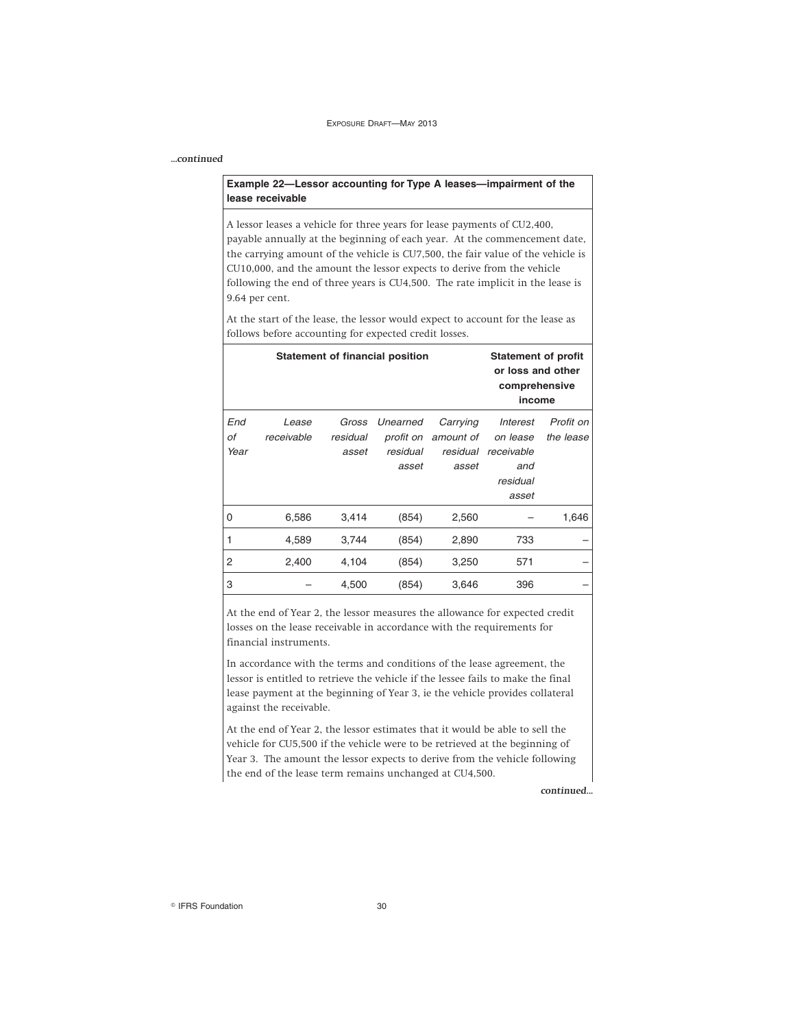*...continued*

**Example 22—Lessor accounting for Type A leases—impairment of the lease receivable**

A lessor leases a vehicle for three years for lease payments of CU2,400, payable annually at the beginning of each year. At the commencement date, the carrying amount of the vehicle is CU7,500, the fair value of the vehicle is CU10,000, and the amount the lessor expects to derive from the vehicle following the end of three years is CU4,500. The rate implicit in the lease is 9.64 per cent.

At the start of the lease, the lessor would expect to account for the lease as follows before accounting for expected credit losses.

| | Statement of financial position | | | | Statement of profit or loss and other comprehensive income | |
|---|---|---|---|---|---|---|
| *End of Year* | *Lease receivable* | *Gross residual asset* | *Unearned profit on residual asset* | *Carrying amount of residual asset* | *Interest on lease receivable and residual asset* | *Profit on the lease* |
| 0 | 6,586 | 3,414 | (854) | 2,560 | – | 1,646 |
| 1 | 4,589 | 3,744 | (854) | 2,890 | 733 | – |
| 2 | 2,400 | 4,104 | (854) | 3,250 | 571 | – |
| 3 | – | 4,500 | (854) | 3,646 | 396 | – |

At the end of Year 2, the lessor measures the allowance for expected credit losses on the lease receivable in accordance with the requirements for financial instruments.

In accordance with the terms and conditions of the lease agreement, the lessor is entitled to retrieve the vehicle if the lessee fails to make the final lease payment at the beginning of Year 3, ie the vehicle provides collateral against the receivable.

At the end of Year 2, the lessor estimates that it would be able to sell the vehicle for CU5,500 if the vehicle were to be retrieved at the beginning of Year 3. The amount the lessor expects to derive from the vehicle following the end of the lease term remains unchanged at CU4,500.

*continued...*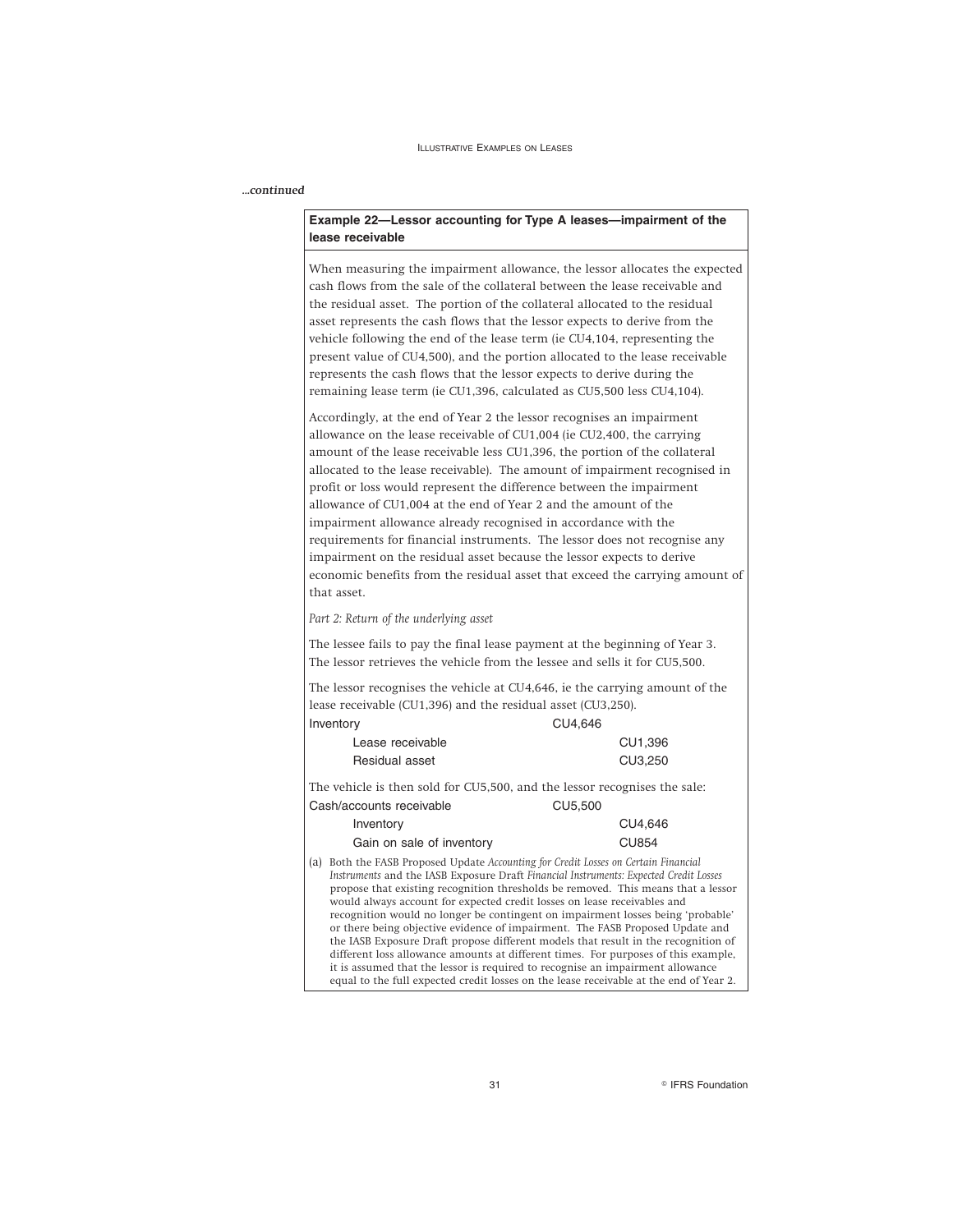*...continued*

**Example 22—Lessor accounting for Type A leases—impairment of the lease receivable**

When measuring the impairment allowance, the lessor allocates the expected cash flows from the sale of the collateral between the lease receivable and the residual asset. The portion of the collateral allocated to the residual asset represents the cash flows that the lessor expects to derive from the vehicle following the end of the lease term (ie CU4,104, representing the present value of CU4,500), and the portion allocated to the lease receivable represents the cash flows that the lessor expects to derive during the remaining lease term (ie CU1,396, calculated as CU5,500 less CU4,104).

Accordingly, at the end of Year 2 the lessor recognises an impairment allowance on the lease receivable of CU1,004 (ie CU2,400, the carrying amount of the lease receivable less CU1,396, the portion of the collateral allocated to the lease receivable). The amount of impairment recognised in profit or loss would represent the difference between the impairment allowance of CU1,004 at the end of Year 2 and the amount of the impairment allowance already recognised in accordance with the requirements for financial instruments. The lessor does not recognise any impairment on the residual asset because the lessor expects to derive economic benefits from the residual asset that exceed the carrying amount of that asset.

*Part 2: Return of the underlying asset*

The lessee fails to pay the final lease payment at the beginning of Year 3. The lessor retrieves the vehicle from the lessee and sells it for CU5,500.

The lessor recognises the vehicle at CU4,646, ie the carrying amount of the lease receivable (CU1,396) and the residual asset (CU3,250).

| | | |
|---|---|---|
| Inventory | CU4,646 | |
| Lease receivable | | CU1,396 |
| Residual asset | | CU3,250 |

The vehicle is then sold for CU5,500, and the lessor recognises the sale:

| | | |
|---|---|---|
| Cash/accounts receivable | CU5,500 | |
| Inventory | | CU4,646 |
| Gain on sale of inventory | | CU854 |

(a) Both the FASB Proposed Update *Accounting for Credit Losses on Certain Financial Instruments* and the IASB Exposure Draft *Financial Instruments: Expected Credit Losses* propose that existing recognition thresholds be removed. This means that a lessor would always account for expected credit losses on lease receivables and recognition would no longer be contingent on impairment losses being 'probable' or there being objective evidence of impairment. The FASB Proposed Update and the IASB Exposure Draft propose different models that result in the recognition of different loss allowance amounts at different times. For purposes of this example, it is assumed that the lessor is required to recognise an impairment allowance equal to the full expected credit losses on the lease receivable at the end of Year 2.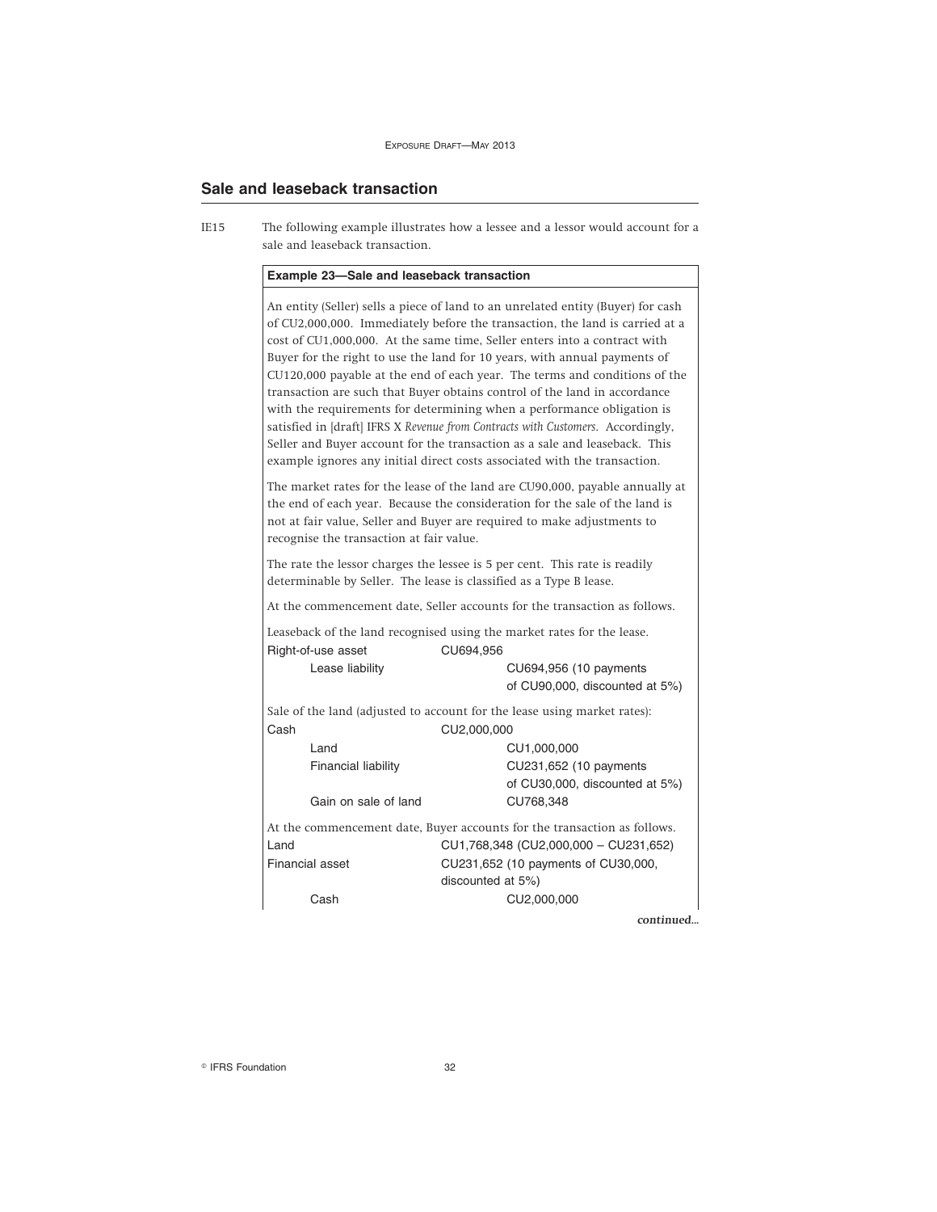## Sale and leaseback transaction

IE15 The following example illustrates how a lessee and a lessor would account for a sale and leaseback transaction.

**Example 23—Sale and leaseback transaction**

An entity (Seller) sells a piece of land to an unrelated entity (Buyer) for cash of CU2,000,000. Immediately before the transaction, the land is carried at a cost of CU1,000,000. At the same time, Seller enters into a contract with Buyer for the right to use the land for 10 years, with annual payments of CU120,000 payable at the end of each year. The terms and conditions of the transaction are such that Buyer obtains control of the land in accordance with the requirements for determining when a performance obligation is satisfied in [draft] IFRS X *Revenue from Contracts with Customers*. Accordingly, Seller and Buyer account for the transaction as a sale and leaseback. This example ignores any initial direct costs associated with the transaction.

The market rates for the lease of the land are CU90,000, payable annually at the end of each year. Because the consideration for the sale of the land is not at fair value, Seller and Buyer are required to make adjustments to recognise the transaction at fair value.

The rate the lessor charges the lessee is 5 per cent. This rate is readily determinable by Seller. The lease is classified as a Type B lease.

At the commencement date, Seller accounts for the transaction as follows.

Leaseback of the land recognised using the market rates for the lease.

| | | |
|---|---|---|
| Right-of-use asset | CU694,956 | |
| Lease liability | | CU694,956 (10 payments of CU90,000, discounted at 5%) |

Sale of the land (adjusted to account for the lease using market rates):

| | | |
|---|---|---|
| Cash | CU2,000,000 | |
| Land | | CU1,000,000 |
| Financial liability | | CU231,652 (10 payments of CU30,000, discounted at 5%) |
| Gain on sale of land | | CU768,348 |

At the commencement date, Buyer accounts for the transaction as follows.

| | | |
|---|---|---|
| Land | CU1,768,348 (CU2,000,000 – CU231,652) | |
| Financial asset | CU231,652 (10 payments of CU30,000, discounted at 5%) | |
| Cash | | CU2,000,000 |

*continued...*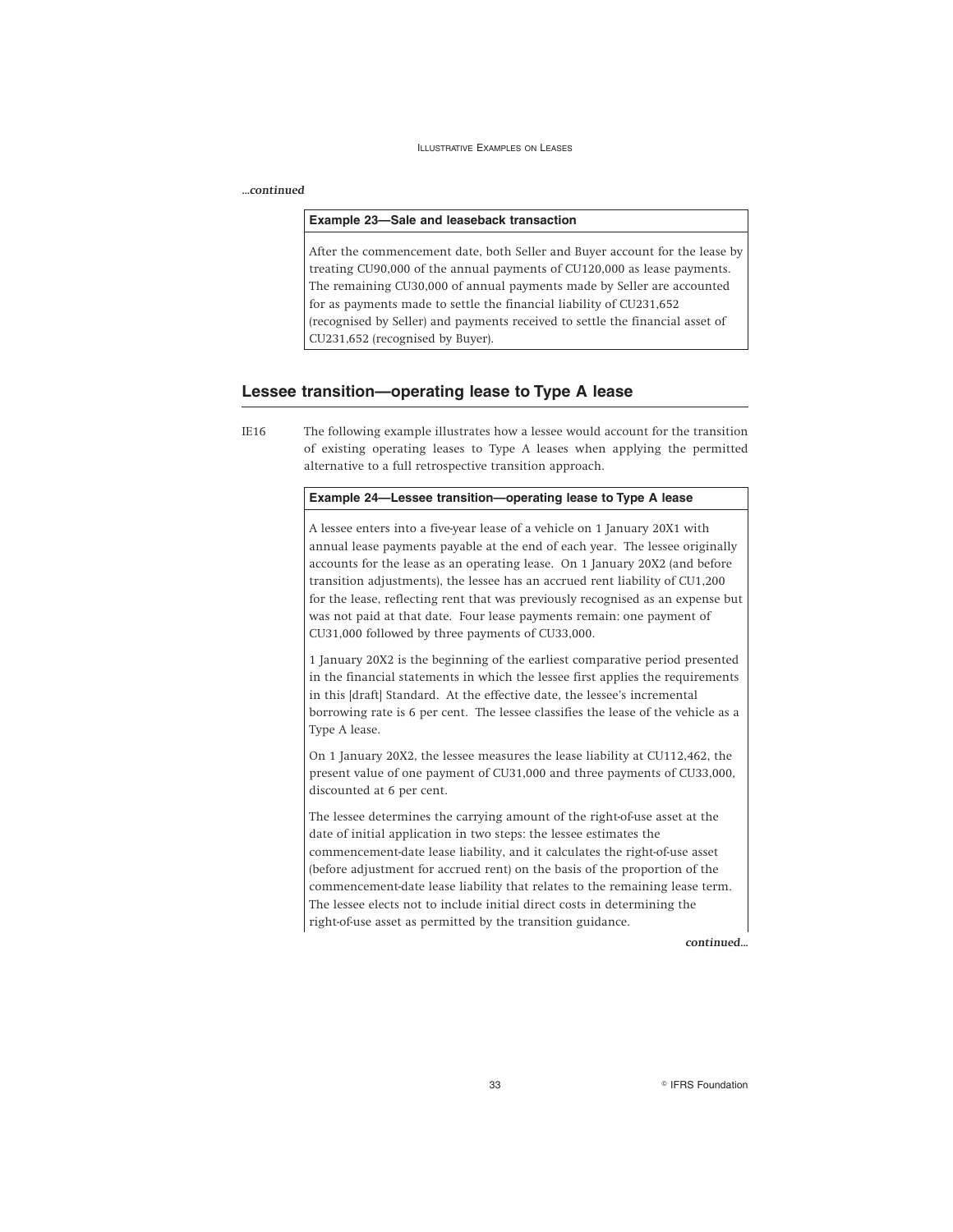*...continued*

**Example 23—Sale and leaseback transaction**

After the commencement date, both Seller and Buyer account for the lease by treating CU90,000 of the annual payments of CU120,000 as lease payments. The remaining CU30,000 of annual payments made by Seller are accounted for as payments made to settle the financial liability of CU231,652 (recognised by Seller) and payments received to settle the financial asset of CU231,652 (recognised by Buyer).

## Lessee transition—operating lease to Type A lease

IE16 The following example illustrates how a lessee would account for the transition of existing operating leases to Type A leases when applying the permitted alternative to a full retrospective transition approach.

**Example 24—Lessee transition—operating lease to Type A lease**

A lessee enters into a five-year lease of a vehicle on 1 January 20X1 with annual lease payments payable at the end of each year. The lessee originally accounts for the lease as an operating lease. On 1 January 20X2 (and before transition adjustments), the lessee has an accrued rent liability of CU1,200 for the lease, reflecting rent that was previously recognised as an expense but was not paid at that date. Four lease payments remain: one payment of CU31,000 followed by three payments of CU33,000.

1 January 20X2 is the beginning of the earliest comparative period presented in the financial statements in which the lessee first applies the requirements in this [draft] Standard. At the effective date, the lessee's incremental borrowing rate is 6 per cent. The lessee classifies the lease of the vehicle as a Type A lease.

On 1 January 20X2, the lessee measures the lease liability at CU112,462, the present value of one payment of CU31,000 and three payments of CU33,000, discounted at 6 per cent.

The lessee determines the carrying amount of the right-of-use asset at the date of initial application in two steps: the lessee estimates the commencement-date lease liability, and it calculates the right-of-use asset (before adjustment for accrued rent) on the basis of the proportion of the commencement-date lease liability that relates to the remaining lease term. The lessee elects not to include initial direct costs in determining the right-of-use asset as permitted by the transition guidance.

*continued...*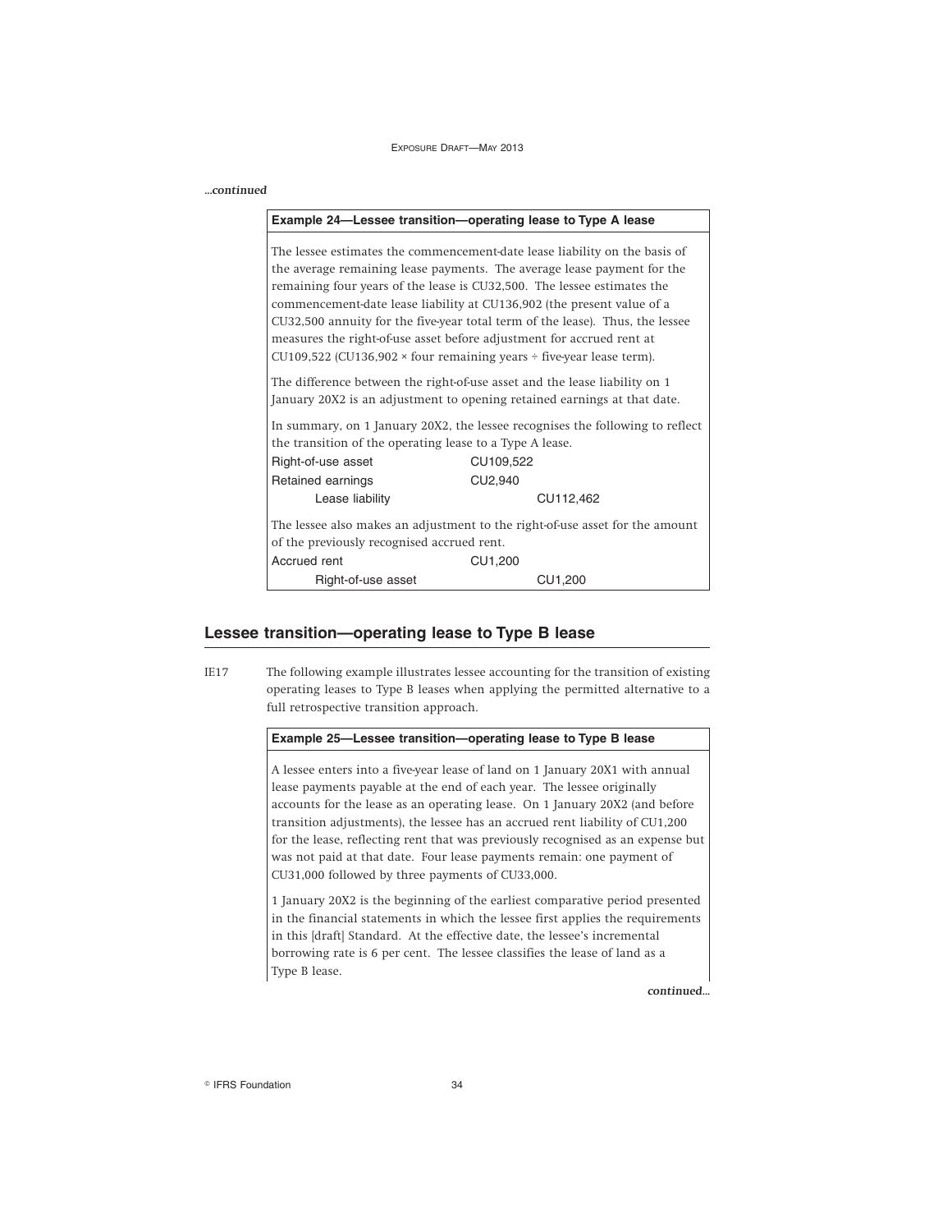*...continued*

**Example 24—Lessee transition—operating lease to Type A lease**

The lessee estimates the commencement-date lease liability on the basis of the average remaining lease payments. The average lease payment for the remaining four years of the lease is CU32,500. The lessee estimates the commencement-date lease liability at CU136,902 (the present value of a CU32,500 annuity for the five-year total term of the lease). Thus, the lessee measures the right-of-use asset before adjustment for accrued rent at CU109,522 (CU136,902 × four remaining years ÷ five-year lease term).

The difference between the right-of-use asset and the lease liability on 1 January 20X2 is an adjustment to opening retained earnings at that date.

In summary, on 1 January 20X2, the lessee recognises the following to reflect the transition of the operating lease to a Type A lease.

| | | |
|---|---|---|
| Right-of-use asset | CU109,522 | |
| Retained earnings | CU2,940 | |
| Lease liability | | CU112,462 |

The lessee also makes an adjustment to the right-of-use asset for the amount of the previously recognised accrued rent.

| | | |
|---|---|---|
| Accrued rent | CU1,200 | |
| Right-of-use asset | | CU1,200 |

## Lessee transition—operating lease to Type B lease

IE17 The following example illustrates lessee accounting for the transition of existing operating leases to Type B leases when applying the permitted alternative to a full retrospective transition approach.

**Example 25—Lessee transition—operating lease to Type B lease**

A lessee enters into a five-year lease of land on 1 January 20X1 with annual lease payments payable at the end of each year. The lessee originally accounts for the lease as an operating lease. On 1 January 20X2 (and before transition adjustments), the lessee has an accrued rent liability of CU1,200 for the lease, reflecting rent that was previously recognised as an expense but was not paid at that date. Four lease payments remain: one payment of CU31,000 followed by three payments of CU33,000.

1 January 20X2 is the beginning of the earliest comparative period presented in the financial statements in which the lessee first applies the requirements in this [draft] Standard. At the effective date, the lessee's incremental borrowing rate is 6 per cent. The lessee classifies the lease of land as a Type B lease.

*continued...*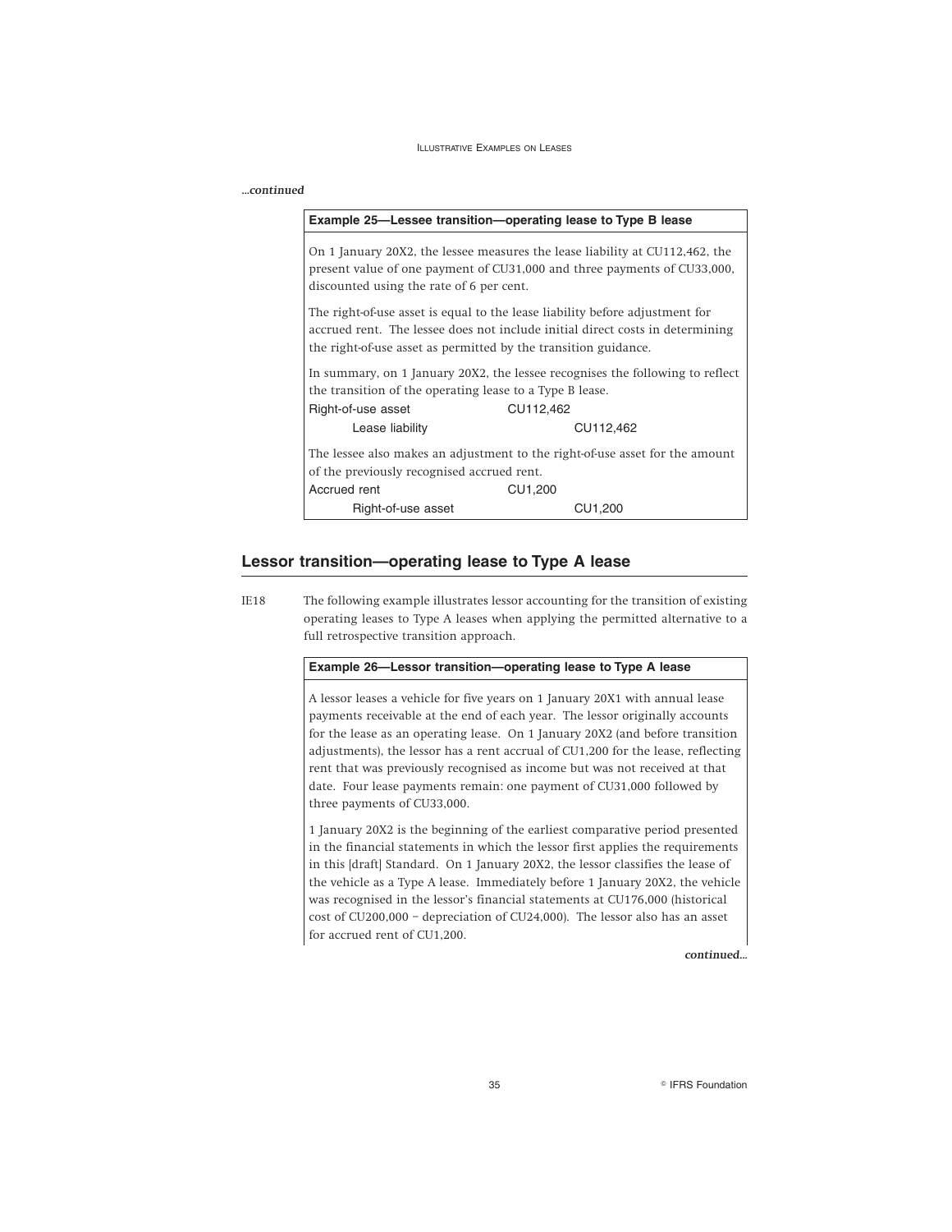*...continued*

**Example 25—Lessee transition—operating lease to Type B lease**

On 1 January 20X2, the lessee measures the lease liability at CU112,462, the present value of one payment of CU31,000 and three payments of CU33,000, discounted using the rate of 6 per cent.

The right-of-use asset is equal to the lease liability before adjustment for accrued rent. The lessee does not include initial direct costs in determining the right-of-use asset as permitted by the transition guidance.

In summary, on 1 January 20X2, the lessee recognises the following to reflect the transition of the operating lease to a Type B lease.

| | | |
|---|---|---|
| Right-of-use asset | CU112,462 | |
| Lease liability | | CU112,462 |

The lessee also makes an adjustment to the right-of-use asset for the amount of the previously recognised accrued rent.

| | | |
|---|---|---|
| Accrued rent | CU1,200 | |
| Right-of-use asset | | CU1,200 |

## Lessor transition—operating lease to Type A lease

IE18 The following example illustrates lessor accounting for the transition of existing operating leases to Type A leases when applying the permitted alternative to a full retrospective transition approach.

**Example 26—Lessor transition—operating lease to Type A lease**

A lessor leases a vehicle for five years on 1 January 20X1 with annual lease payments receivable at the end of each year. The lessor originally accounts for the lease as an operating lease. On 1 January 20X2 (and before transition adjustments), the lessor has a rent accrual of CU1,200 for the lease, reflecting rent that was previously recognised as income but was not received at that date. Four lease payments remain: one payment of CU31,000 followed by three payments of CU33,000.

1 January 20X2 is the beginning of the earliest comparative period presented in the financial statements in which the lessor first applies the requirements in this [draft] Standard. On 1 January 20X2, the lessor classifies the lease of the vehicle as a Type A lease. Immediately before 1 January 20X2, the vehicle was recognised in the lessor's financial statements at CU176,000 (historical cost of CU200,000 – depreciation of CU24,000). The lessor also has an asset for accrued rent of CU1,200.

*continued...*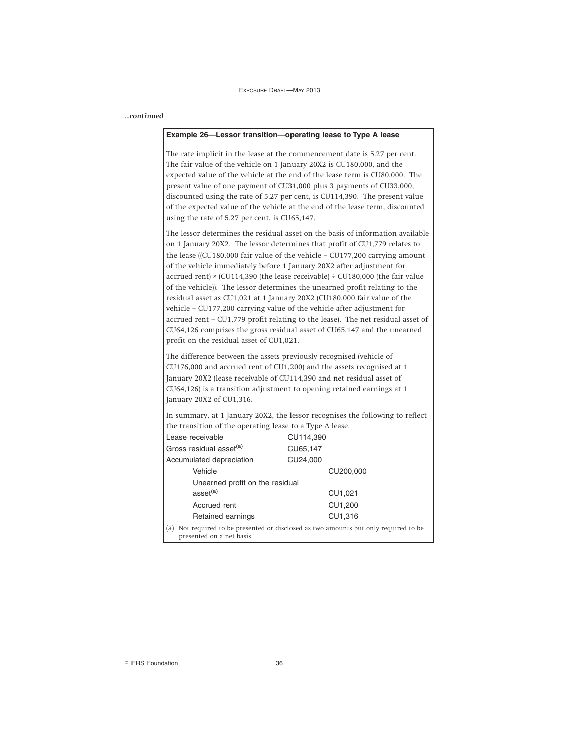*...continued*

**Example 26—Lessor transition—operating lease to Type A lease**

The rate implicit in the lease at the commencement date is 5.27 per cent. The fair value of the vehicle on 1 January 20X2 is CU180,000, and the expected value of the vehicle at the end of the lease term is CU80,000. The present value of one payment of CU31,000 plus 3 payments of CU33,000, discounted using the rate of 5.27 per cent, is CU114,390. The present value of the expected value of the vehicle at the end of the lease term, discounted using the rate of 5.27 per cent, is CU65,147.

The lessor determines the residual asset on the basis of information available on 1 January 20X2. The lessor determines that profit of CU1,779 relates to the lease ((CU180,000 fair value of the vehicle − CU177,200 carrying amount of the vehicle immediately before 1 January 20X2 after adjustment for accrued rent) × (CU114,390 (the lease receivable) ÷ CU180,000 (the fair value of the vehicle)). The lessor determines the unearned profit relating to the residual asset as CU1,021 at 1 January 20X2 (CU180,000 fair value of the vehicle − CU177,200 carrying value of the vehicle after adjustment for accrued rent − CU1,779 profit relating to the lease). The net residual asset of CU64,126 comprises the gross residual asset of CU65,147 and the unearned profit on the residual asset of CU1,021.

The difference between the assets previously recognised (vehicle of CU176,000 and accrued rent of CU1,200) and the assets recognised at 1 January 20X2 (lease receivable of CU114,390 and net residual asset of CU64,126) is a transition adjustment to opening retained earnings at 1 January 20X2 of CU1,316.

In summary, at 1 January 20X2, the lessor recognises the following to reflect the transition of the operating lease to a Type A lease.

| | | |
|---|---|---|
| Lease receivable | CU114,390 | |
| Gross residual asset[(a)] | CU65,147 | |
| Accumulated depreciation | CU24,000 | |
| Vehicle | | CU200,000 |
| Unearned profit on the residual asset[(a)] | | CU1,021 |
| Accrued rent | | CU1,200 |
| Retained earnings | | CU1,316 |

(a) Not required to be presented or disclosed as two amounts but only required to be presented on a net basis.